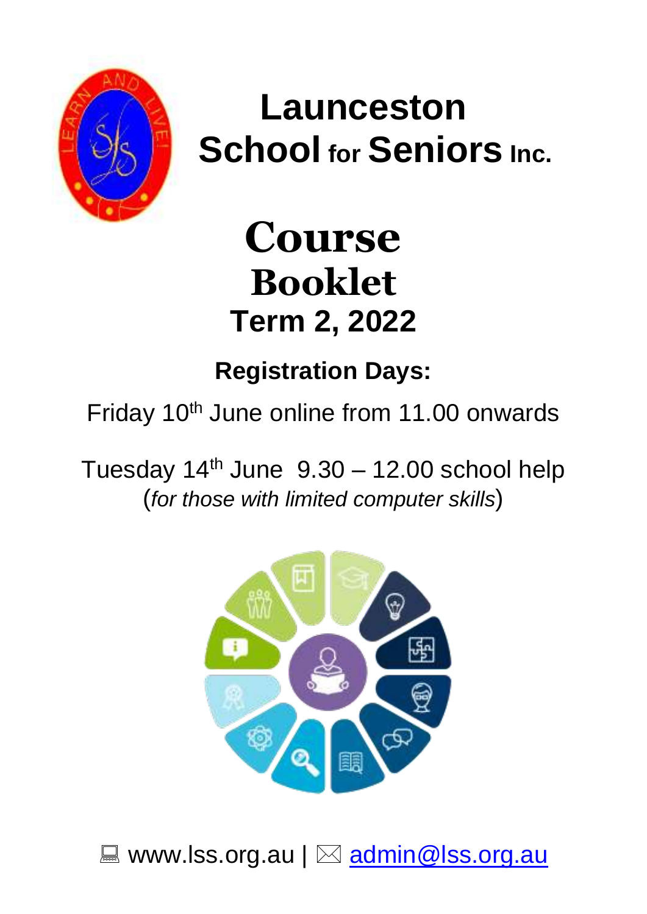# Launceston School for Seniors Inc.

# Course Booklet

## Term 2, 2022

### Registration Days:

Friday 10th June online from 11.00 onwards

Tuesday 14th June 9.30 – 12.00 school help
(*for those with limited computer skills*)

www.lss.org.au | admin@lss.org.au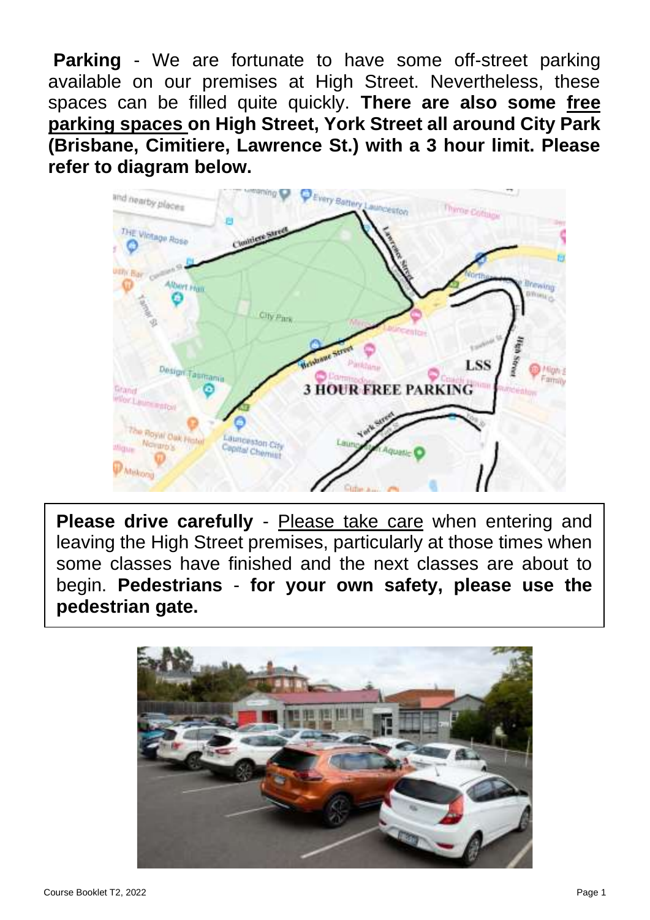**Parking** - We are fortunate to have some off-street parking available on our premises at High Street. Nevertheless, these spaces can be filled quite quickly. **There are also some <u>free parking spaces</u> on High Street, York Street all around City Park (Brisbane, Cimitiere, Lawrence St.) with a 3 hour limit. Please refer to diagram below.**

**Please drive carefully** - <u>Please take care</u> when entering and leaving the High Street premises, particularly at those times when some classes have finished and the next classes are about to begin. **Pedestrians** - **for your own safety, please use the pedestrian gate.**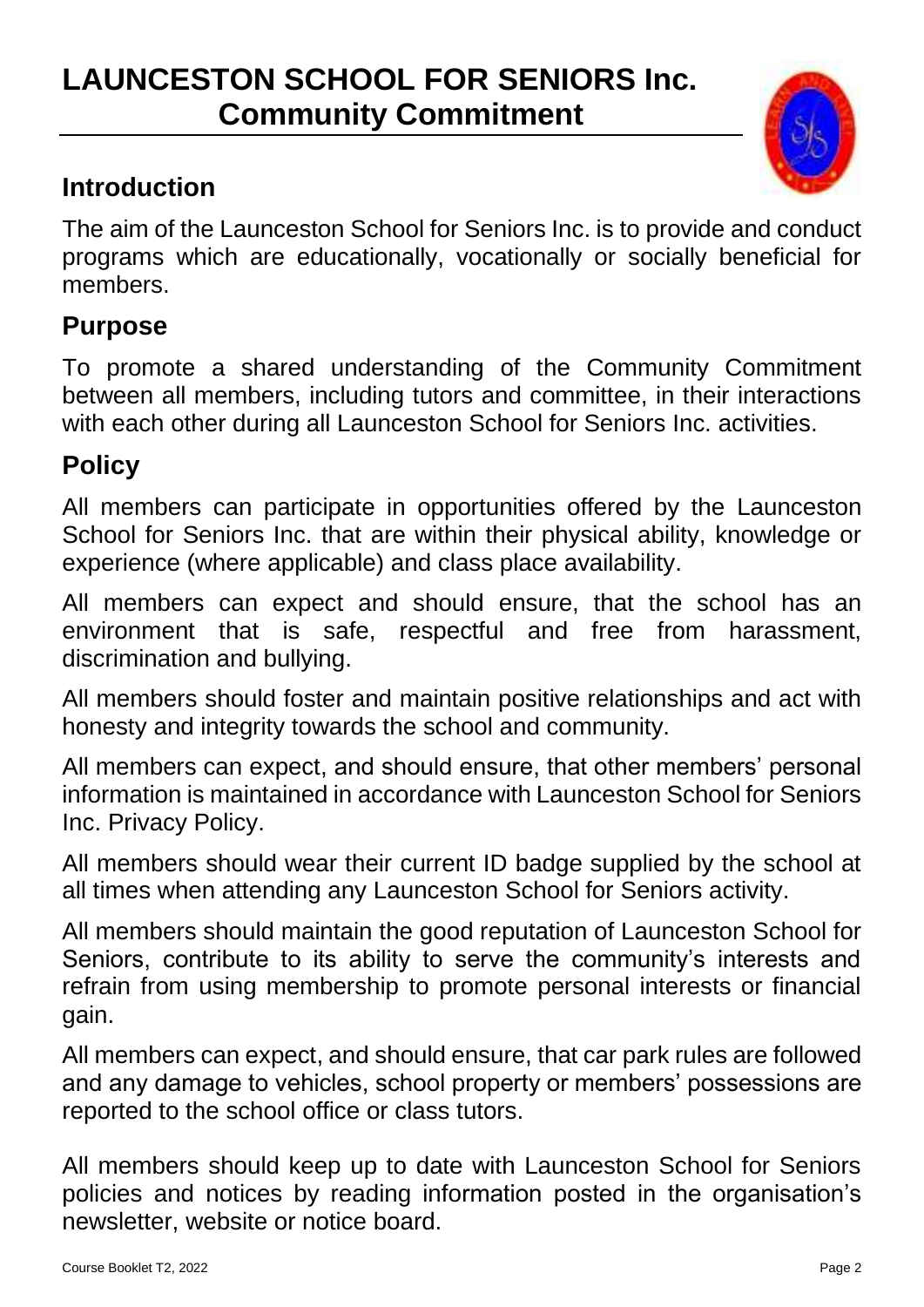# LAUNCESTON SCHOOL FOR SENIORS Inc.
## Community Commitment

## Introduction

The aim of the Launceston School for Seniors Inc. is to provide and conduct programs which are educationally, vocationally or socially beneficial for members.

## Purpose

To promote a shared understanding of the Community Commitment between all members, including tutors and committee, in their interactions with each other during all Launceston School for Seniors Inc. activities.

## Policy

All members can participate in opportunities offered by the Launceston School for Seniors Inc. that are within their physical ability, knowledge or experience (where applicable) and class place availability.

All members can expect and should ensure, that the school has an environment that is safe, respectful and free from harassment, discrimination and bullying.

All members should foster and maintain positive relationships and act with honesty and integrity towards the school and community.

All members can expect, and should ensure, that other members' personal information is maintained in accordance with Launceston School for Seniors Inc. Privacy Policy.

All members should wear their current ID badge supplied by the school at all times when attending any Launceston School for Seniors activity.

All members should maintain the good reputation of Launceston School for Seniors, contribute to its ability to serve the community's interests and refrain from using membership to promote personal interests or financial gain.

All members can expect, and should ensure, that car park rules are followed and any damage to vehicles, school property or members' possessions are reported to the school office or class tutors.

All members should keep up to date with Launceston School for Seniors policies and notices by reading information posted in the organisation's newsletter, website or notice board.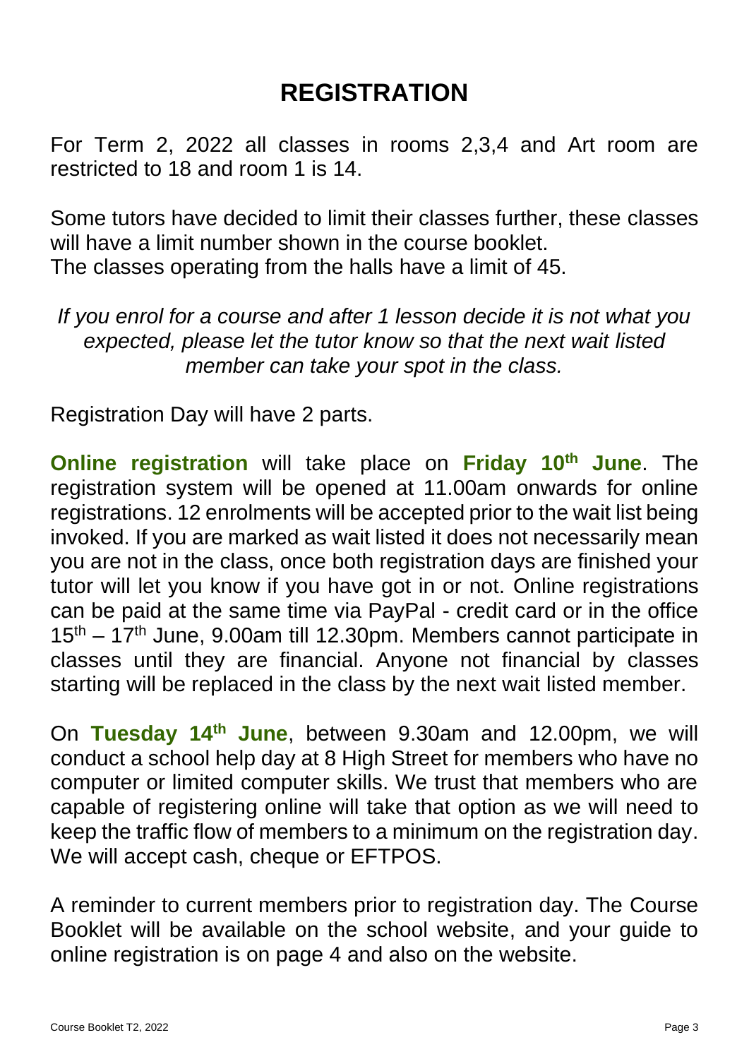# REGISTRATION

For Term 2, 2022 all classes in rooms 2,3,4 and Art room are restricted to 18 and room 1 is 14.

Some tutors have decided to limit their classes further, these classes will have a limit number shown in the course booklet.
The classes operating from the halls have a limit of 45.

*If you enrol for a course and after 1 lesson decide it is not what you expected, please let the tutor know so that the next wait listed member can take your spot in the class.*

Registration Day will have 2 parts.

**Online registration** will take place on **Friday 10th June**. The registration system will be opened at 11.00am onwards for online registrations. 12 enrolments will be accepted prior to the wait list being invoked. If you are marked as wait listed it does not necessarily mean you are not in the class, once both registration days are finished your tutor will let you know if you have got in or not. Online registrations can be paid at the same time via PayPal - credit card or in the office 15th – 17th June, 9.00am till 12.30pm. Members cannot participate in classes until they are financial. Anyone not financial by classes starting will be replaced in the class by the next wait listed member.

On **Tuesday 14th June**, between 9.30am and 12.00pm, we will conduct a school help day at 8 High Street for members who have no computer or limited computer skills. We trust that members who are capable of registering online will take that option as we will need to keep the traffic flow of members to a minimum on the registration day. We will accept cash, cheque or EFTPOS.

A reminder to current members prior to registration day. The Course Booklet will be available on the school website, and your guide to online registration is on page 4 and also on the website.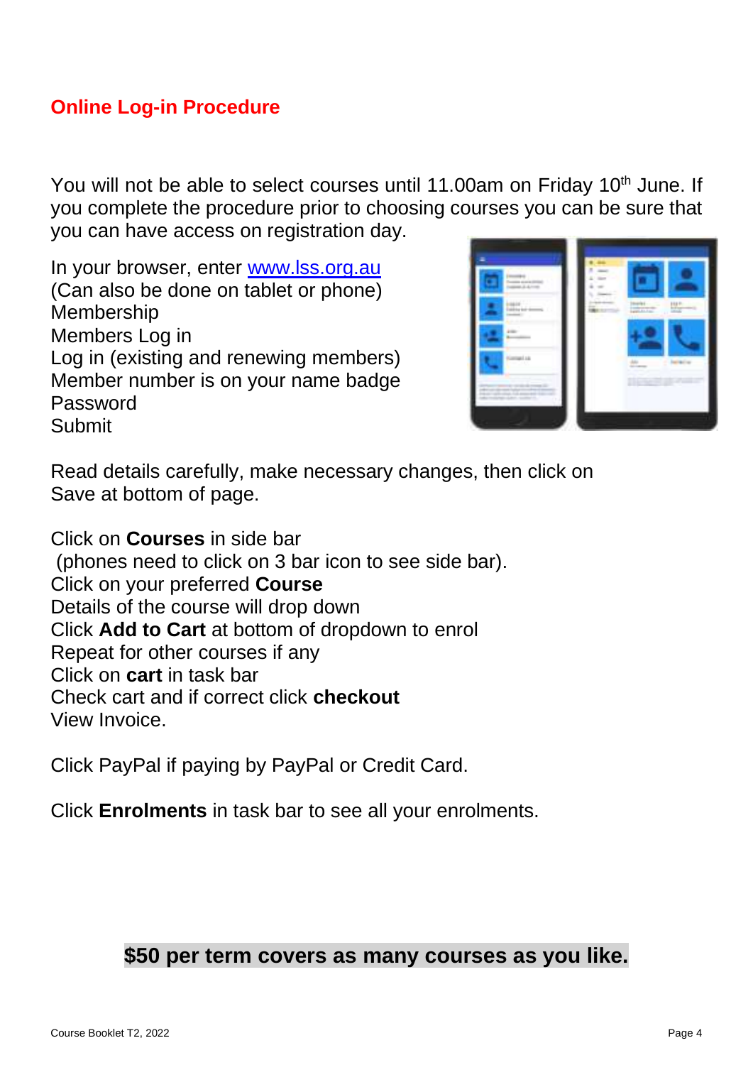## Online Log-in Procedure

You will not be able to select courses until 11.00am on Friday 10th June. If you complete the procedure prior to choosing courses you can be sure that you can have access on registration day.

In your browser, enter www.lss.org.au
(Can also be done on tablet or phone)
Membership
Members Log in
Log in (existing and renewing members)
Member number is on your name badge
Password
Submit

Read details carefully, make necessary changes, then click on Save at bottom of page.

Click on **Courses** in side bar
(phones need to click on 3 bar icon to see side bar).
Click on your preferred **Course**
Details of the course will drop down
Click **Add to Cart** at bottom of dropdown to enrol
Repeat for other courses if any
Click on **cart** in task bar
Check cart and if correct click **checkout**
View Invoice.

Click PayPal if paying by PayPal or Credit Card.

Click **Enrolments** in task bar to see all your enrolments.

**$50 per term covers as many courses as you like.**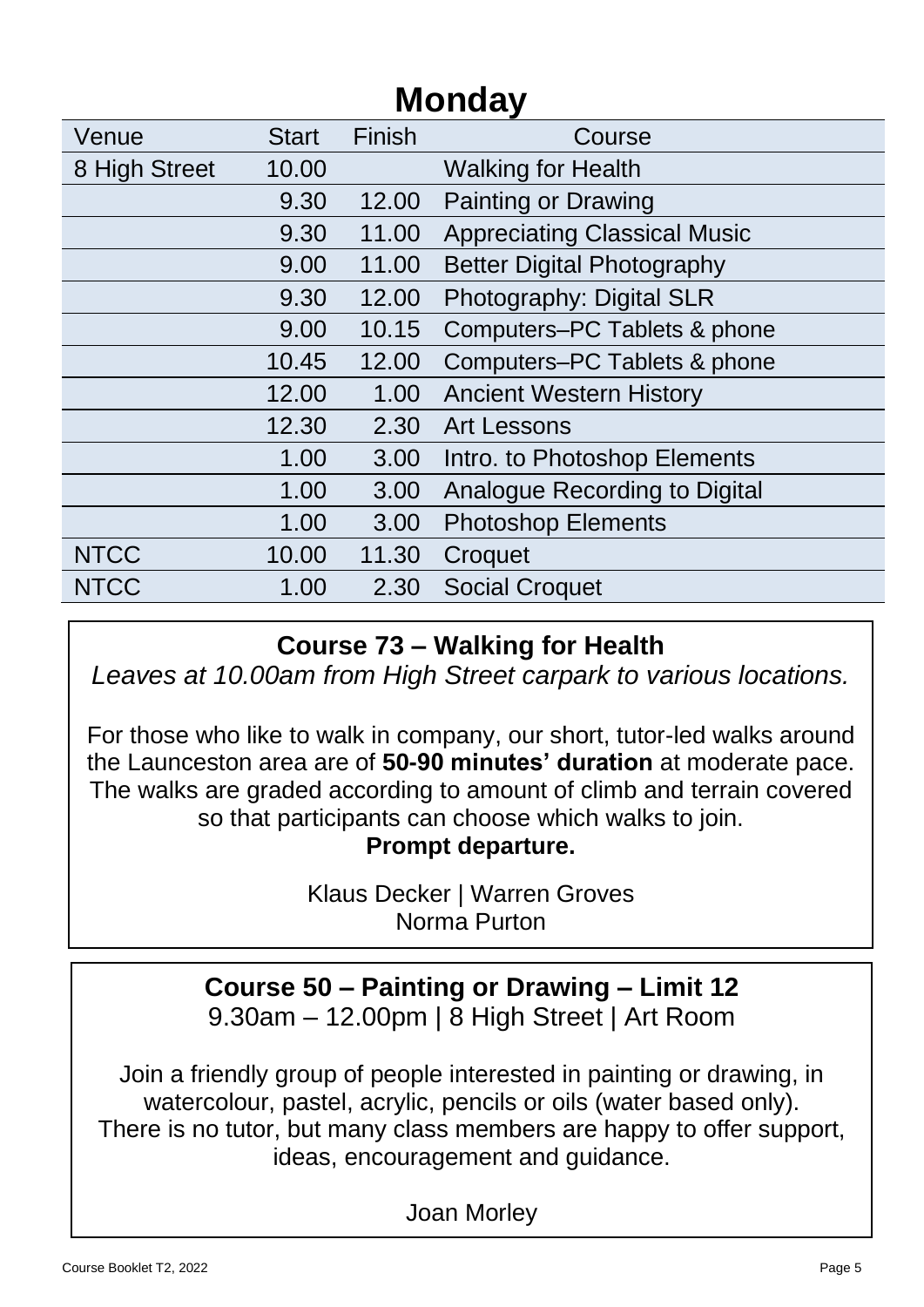# Monday

| Venue | Start | Finish | Course |
|---|---|---|---|
| 8 High Street | 10.00 | | Walking for Health |
| | 9.30 | 12.00 | Painting or Drawing |
| | 9.30 | 11.00 | Appreciating Classical Music |
| | 9.00 | 11.00 | Better Digital Photography |
| | 9.30 | 12.00 | Photography: Digital SLR |
| | 9.00 | 10.15 | Computers–PC Tablets & phone |
| | 10.45 | 12.00 | Computers–PC Tablets & phone |
| | 12.00 | 1.00 | Ancient Western History |
| | 12.30 | 2.30 | Art Lessons |
| | 1.00 | 3.00 | Intro. to Photoshop Elements |
| | 1.00 | 3.00 | Analogue Recording to Digital |
| | 1.00 | 3.00 | Photoshop Elements |
| NTCC | 10.00 | 11.30 | Croquet |
| NTCC | 1.00 | 2.30 | Social Croquet |

## Course 73 – Walking for Health

*Leaves at 10.00am from High Street carpark to various locations.*

For those who like to walk in company, our short, tutor-led walks around the Launceston area are of **50-90 minutes' duration** at moderate pace. The walks are graded according to amount of climb and terrain covered so that participants can choose which walks to join.

**Prompt departure.**

Klaus Decker | Warren Groves
Norma Purton

## Course 50 – Painting or Drawing – Limit 12

9.30am – 12.00pm | 8 High Street | Art Room

Join a friendly group of people interested in painting or drawing, in watercolour, pastel, acrylic, pencils or oils (water based only). There is no tutor, but many class members are happy to offer support, ideas, encouragement and guidance.

Joan Morley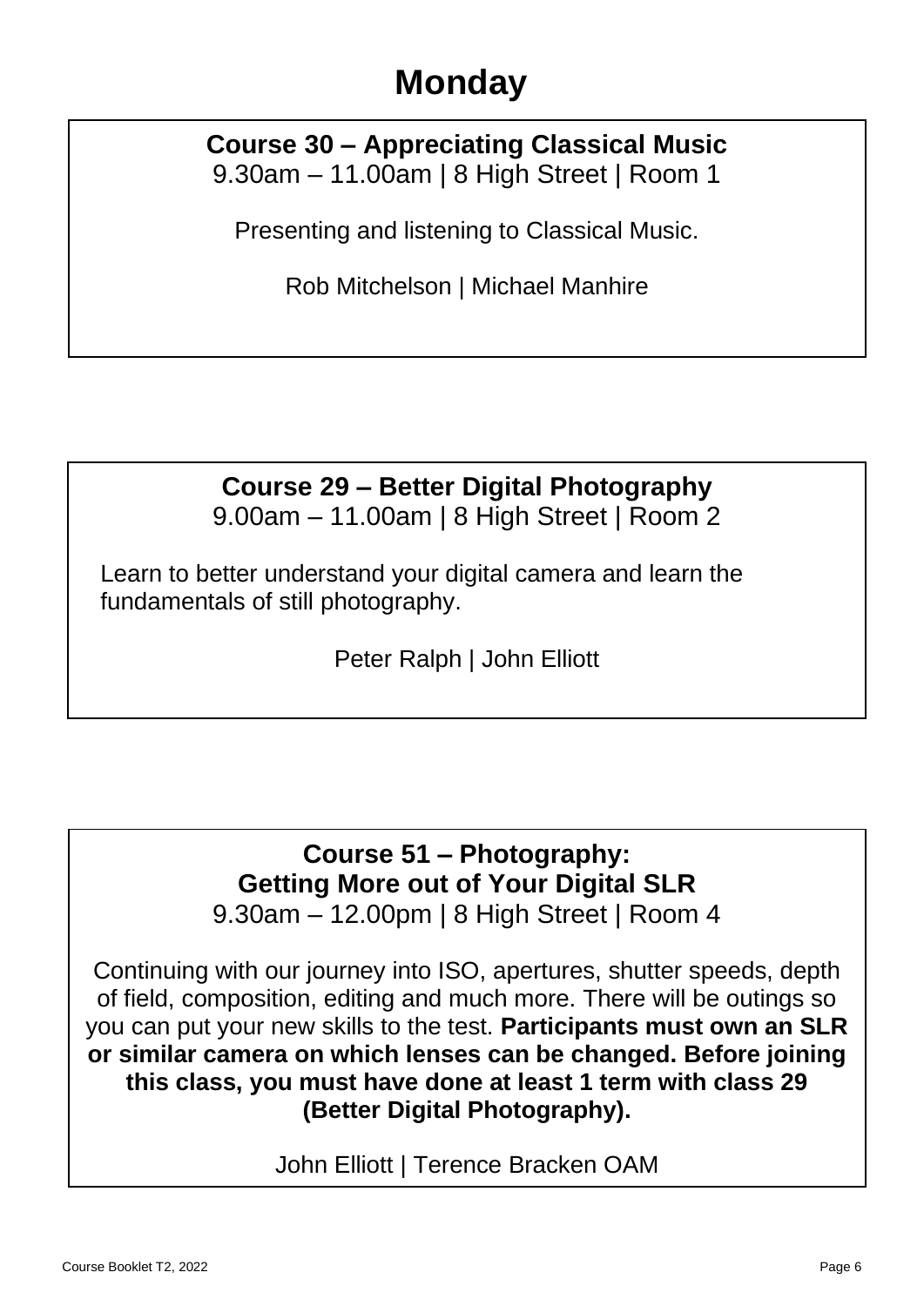# Monday

## Course 30 – Appreciating Classical Music

9.30am – 11.00am | 8 High Street | Room 1

Presenting and listening to Classical Music.

Rob Mitchelson | Michael Manhire

## Course 29 – Better Digital Photography

9.00am – 11.00am | 8 High Street | Room 2

Learn to better understand your digital camera and learn the fundamentals of still photography.

Peter Ralph | John Elliott

## Course 51 – Photography: Getting More out of Your Digital SLR

9.30am – 12.00pm | 8 High Street | Room 4

Continuing with our journey into ISO, apertures, shutter speeds, depth of field, composition, editing and much more. There will be outings so you can put your new skills to the test. **Participants must own an SLR or similar camera on which lenses can be changed. Before joining this class, you must have done at least 1 term with class 29 (Better Digital Photography).**

John Elliott | Terence Bracken OAM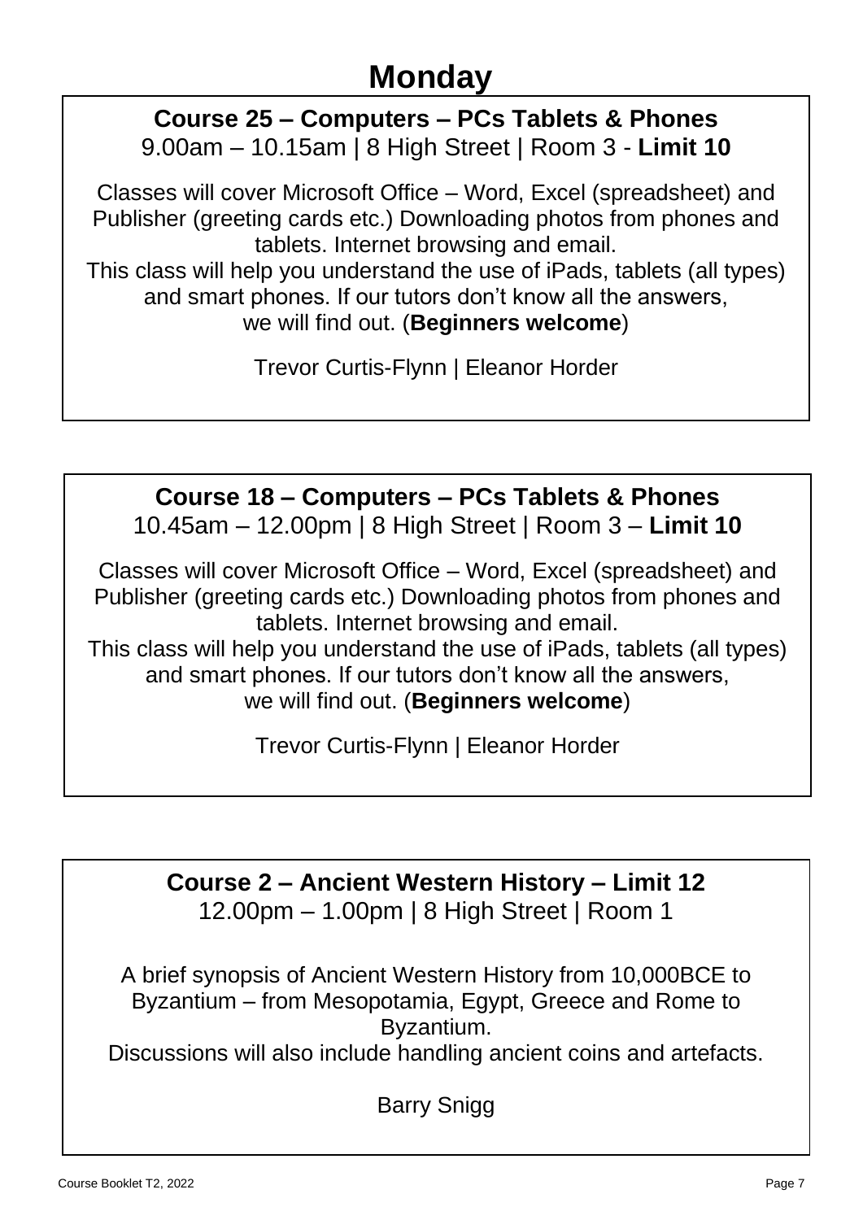# Monday

## Course 25 – Computers – PCs Tablets & Phones

9.00am – 10.15am | 8 High Street | Room 3 - **Limit 10**

Classes will cover Microsoft Office – Word, Excel (spreadsheet) and Publisher (greeting cards etc.) Downloading photos from phones and tablets. Internet browsing and email.
This class will help you understand the use of iPads, tablets (all types) and smart phones. If our tutors don't know all the answers, we will find out. (**Beginners welcome**)

Trevor Curtis-Flynn | Eleanor Horder

## Course 18 – Computers – PCs Tablets & Phones

10.45am – 12.00pm | 8 High Street | Room 3 – **Limit 10**

Classes will cover Microsoft Office – Word, Excel (spreadsheet) and Publisher (greeting cards etc.) Downloading photos from phones and tablets. Internet browsing and email.
This class will help you understand the use of iPads, tablets (all types) and smart phones. If our tutors don't know all the answers, we will find out. (**Beginners welcome**)

Trevor Curtis-Flynn | Eleanor Horder

## Course 2 – Ancient Western History – Limit 12

12.00pm – 1.00pm | 8 High Street | Room 1

A brief synopsis of Ancient Western History from 10,000BCE to Byzantium – from Mesopotamia, Egypt, Greece and Rome to Byzantium.
Discussions will also include handling ancient coins and artefacts.

Barry Snigg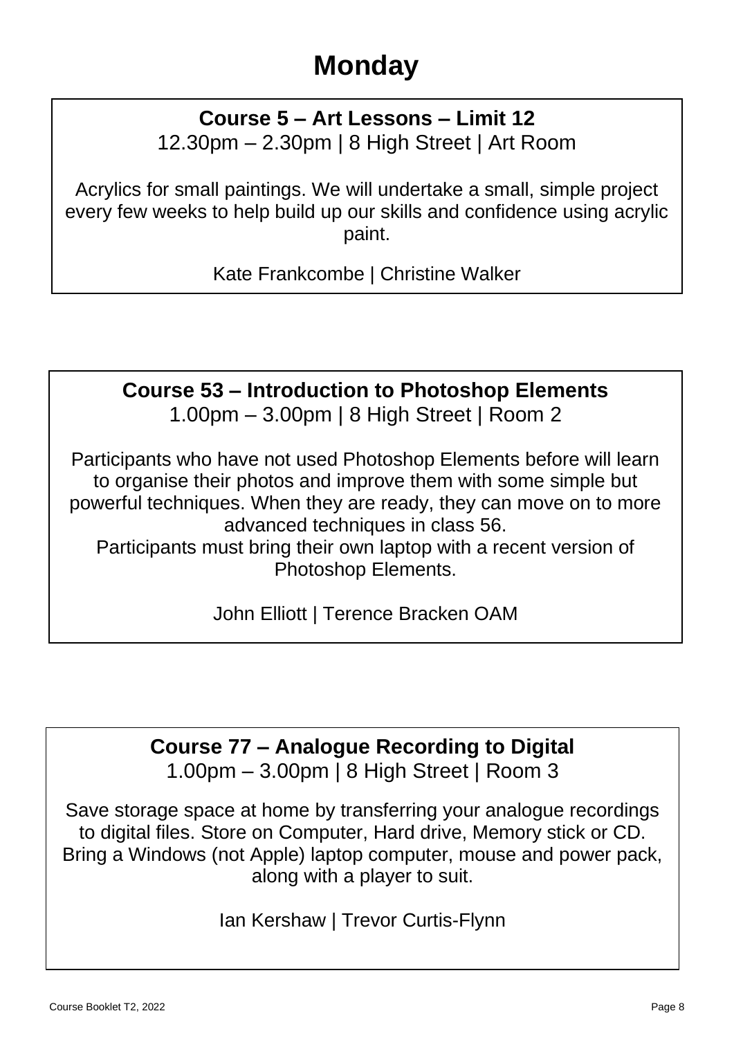# Monday

## Course 5 – Art Lessons – Limit 12

12.30pm – 2.30pm | 8 High Street | Art Room

Acrylics for small paintings. We will undertake a small, simple project every few weeks to help build up our skills and confidence using acrylic paint.

Kate Frankcombe | Christine Walker

## Course 53 – Introduction to Photoshop Elements

1.00pm – 3.00pm | 8 High Street | Room 2

Participants who have not used Photoshop Elements before will learn to organise their photos and improve them with some simple but powerful techniques. When they are ready, they can move on to more advanced techniques in class 56.
Participants must bring their own laptop with a recent version of Photoshop Elements.

John Elliott | Terence Bracken OAM

## Course 77 – Analogue Recording to Digital

1.00pm – 3.00pm | 8 High Street | Room 3

Save storage space at home by transferring your analogue recordings to digital files. Store on Computer, Hard drive, Memory stick or CD. Bring a Windows (not Apple) laptop computer, mouse and power pack, along with a player to suit.

Ian Kershaw | Trevor Curtis-Flynn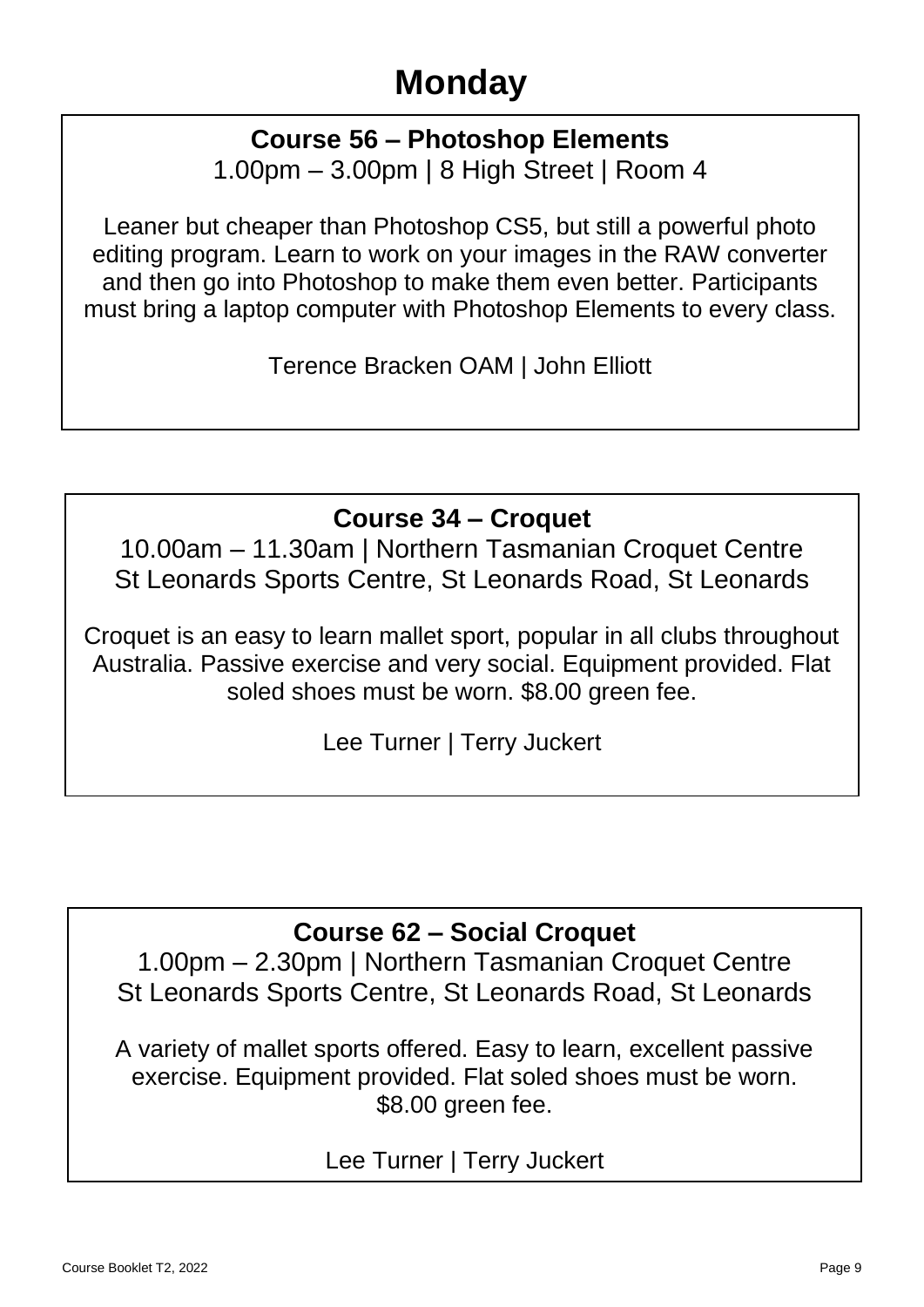# Monday

## Course 56 – Photoshop Elements

1.00pm – 3.00pm | 8 High Street | Room 4

Leaner but cheaper than Photoshop CS5, but still a powerful photo editing program. Learn to work on your images in the RAW converter and then go into Photoshop to make them even better. Participants must bring a laptop computer with Photoshop Elements to every class.

Terence Bracken OAM | John Elliott

## Course 34 – Croquet

10.00am – 11.30am | Northern Tasmanian Croquet Centre
St Leonards Sports Centre, St Leonards Road, St Leonards

Croquet is an easy to learn mallet sport, popular in all clubs throughout Australia. Passive exercise and very social. Equipment provided. Flat soled shoes must be worn. $8.00 green fee.

Lee Turner | Terry Juckert

## Course 62 – Social Croquet

1.00pm – 2.30pm | Northern Tasmanian Croquet Centre
St Leonards Sports Centre, St Leonards Road, St Leonards

A variety of mallet sports offered. Easy to learn, excellent passive exercise. Equipment provided. Flat soled shoes must be worn. $8.00 green fee.

Lee Turner | Terry Juckert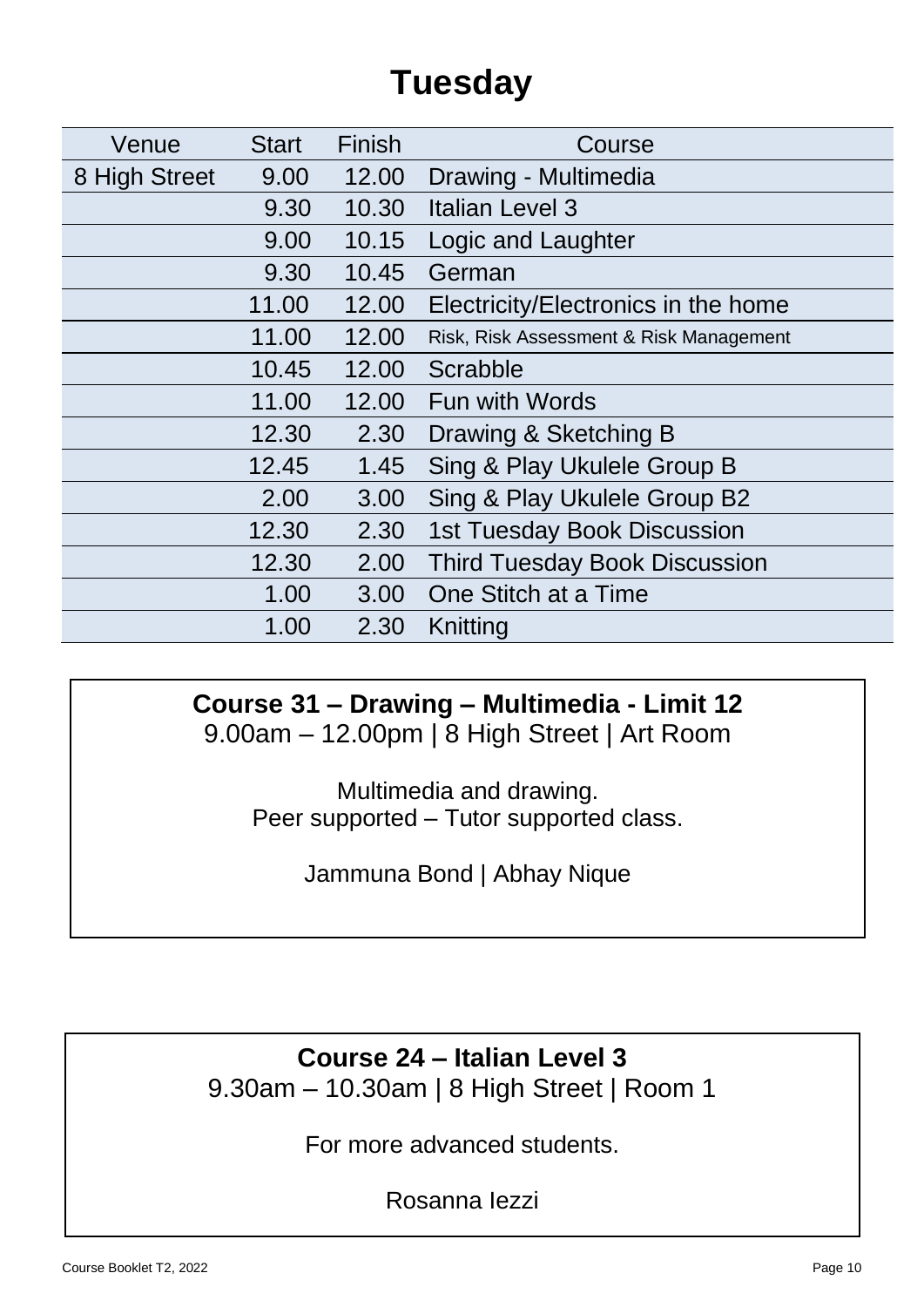# Tuesday

| Venue | Start | Finish | Course |
|---|---|---|---|
| 8 High Street | 9.00 | 12.00 | Drawing - Multimedia |
| | 9.30 | 10.30 | Italian Level 3 |
| | 9.00 | 10.15 | Logic and Laughter |
| | 9.30 | 10.45 | German |
| | 11.00 | 12.00 | Electricity/Electronics in the home |
| | 11.00 | 12.00 | Risk, Risk Assessment & Risk Management |
| | 10.45 | 12.00 | Scrabble |
| | 11.00 | 12.00 | Fun with Words |
| | 12.30 | 2.30 | Drawing & Sketching B |
| | 12.45 | 1.45 | Sing & Play Ukulele Group B |
| | 2.00 | 3.00 | Sing & Play Ukulele Group B2 |
| | 12.30 | 2.30 | 1st Tuesday Book Discussion |
| | 12.30 | 2.00 | Third Tuesday Book Discussion |
| | 1.00 | 3.00 | One Stitch at a Time |
| | 1.00 | 2.30 | Knitting |

**Course 31 – Drawing – Multimedia - Limit 12**
9.00am – 12.00pm | 8 High Street | Art Room

Multimedia and drawing.
Peer supported – Tutor supported class.

Jammuna Bond | Abhay Nique

**Course 24 – Italian Level 3**
9.30am – 10.30am | 8 High Street | Room 1

For more advanced students.

Rosanna Iezzi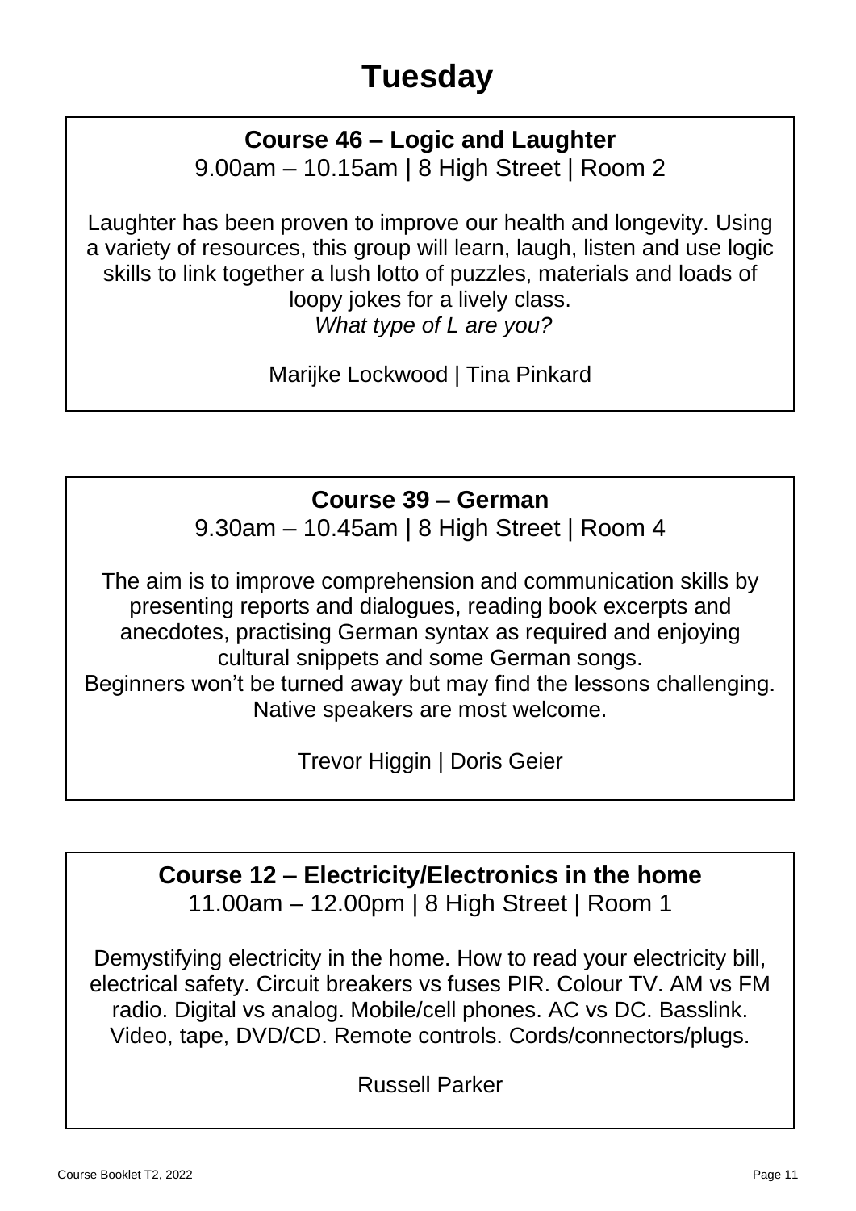# Tuesday

## Course 46 – Logic and Laughter

9.00am – 10.15am | 8 High Street | Room 2

Laughter has been proven to improve our health and longevity. Using a variety of resources, this group will learn, laugh, listen and use logic skills to link together a lush lotto of puzzles, materials and loads of loopy jokes for a lively class.

*What type of L are you?*

Marijke Lockwood | Tina Pinkard

## Course 39 – German

9.30am – 10.45am | 8 High Street | Room 4

The aim is to improve comprehension and communication skills by presenting reports and dialogues, reading book excerpts and anecdotes, practising German syntax as required and enjoying cultural snippets and some German songs.
Beginners won't be turned away but may find the lessons challenging. Native speakers are most welcome.

Trevor Higgin | Doris Geier

## Course 12 – Electricity/Electronics in the home

11.00am – 12.00pm | 8 High Street | Room 1

Demystifying electricity in the home. How to read your electricity bill, electrical safety. Circuit breakers vs fuses PIR. Colour TV. AM vs FM radio. Digital vs analog. Mobile/cell phones. AC vs DC. Basslink. Video, tape, DVD/CD. Remote controls. Cords/connectors/plugs.

Russell Parker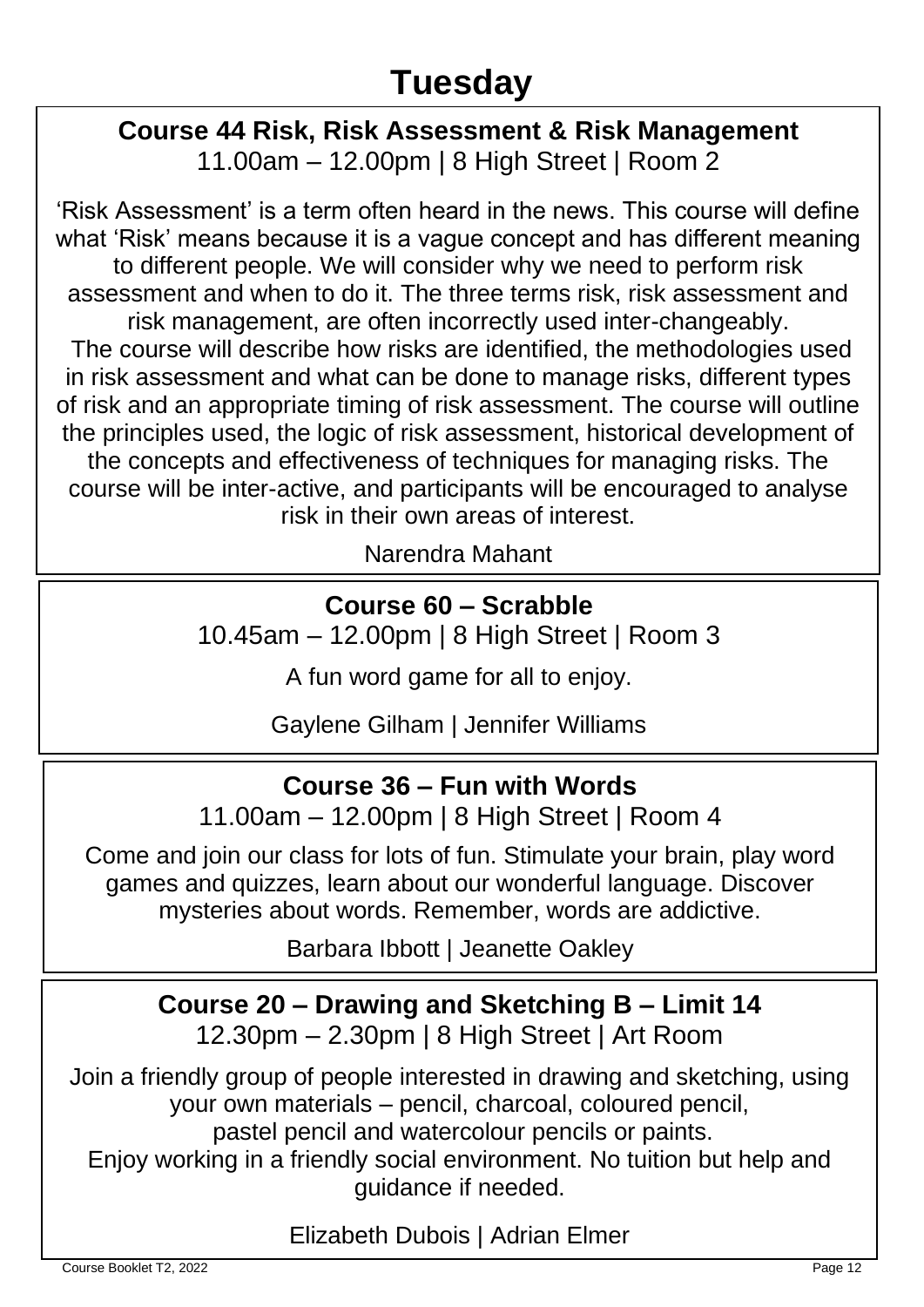# Tuesday

## Course 44 Risk, Risk Assessment & Risk Management

11.00am – 12.00pm | 8 High Street | Room 2

'Risk Assessment' is a term often heard in the news. This course will define what 'Risk' means because it is a vague concept and has different meaning to different people. We will consider why we need to perform risk assessment and when to do it. The three terms risk, risk assessment and risk management, are often incorrectly used inter-changeably. The course will describe how risks are identified, the methodologies used in risk assessment and what can be done to manage risks, different types of risk and an appropriate timing of risk assessment. The course will outline the principles used, the logic of risk assessment, historical development of the concepts and effectiveness of techniques for managing risks. The course will be inter-active, and participants will be encouraged to analyse risk in their own areas of interest.

Narendra Mahant

## Course 60 – Scrabble

10.45am – 12.00pm | 8 High Street | Room 3

A fun word game for all to enjoy.

Gaylene Gilham | Jennifer Williams

## Course 36 – Fun with Words

11.00am – 12.00pm | 8 High Street | Room 4

Come and join our class for lots of fun. Stimulate your brain, play word games and quizzes, learn about our wonderful language. Discover mysteries about words. Remember, words are addictive.

Barbara Ibbott | Jeanette Oakley

## Course 20 – Drawing and Sketching B – Limit 14

12.30pm – 2.30pm | 8 High Street | Art Room

Join a friendly group of people interested in drawing and sketching, using your own materials – pencil, charcoal, coloured pencil, pastel pencil and watercolour pencils or paints.
Enjoy working in a friendly social environment. No tuition but help and guidance if needed.

Elizabeth Dubois | Adrian Elmer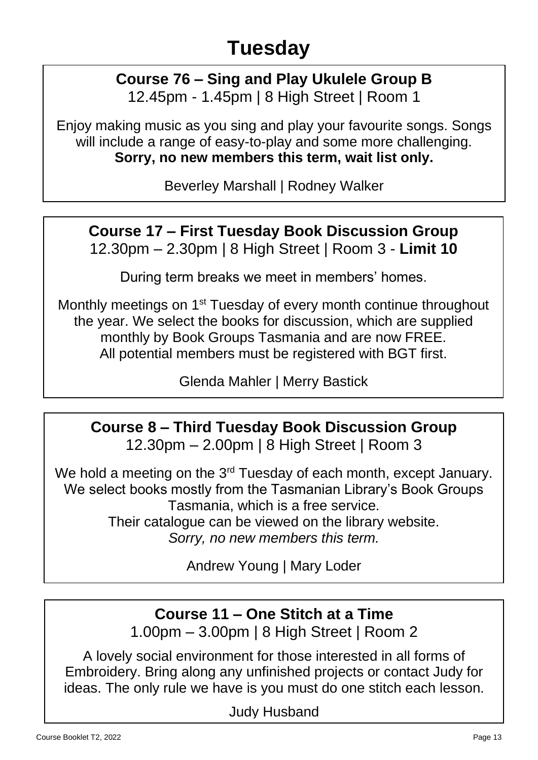# Tuesday

## Course 76 – Sing and Play Ukulele Group B

12.45pm - 1.45pm | 8 High Street | Room 1

Enjoy making music as you sing and play your favourite songs. Songs will include a range of easy-to-play and some more challenging.
**Sorry, no new members this term, wait list only.**

Beverley Marshall | Rodney Walker

## Course 17 – First Tuesday Book Discussion Group

12.30pm – 2.30pm | 8 High Street | Room 3 - **Limit 10**

During term breaks we meet in members' homes.

Monthly meetings on 1st Tuesday of every month continue throughout the year. We select the books for discussion, which are supplied monthly by Book Groups Tasmania and are now FREE.
All potential members must be registered with BGT first.

Glenda Mahler | Merry Bastick

## Course 8 – Third Tuesday Book Discussion Group

12.30pm – 2.00pm | 8 High Street | Room 3

We hold a meeting on the 3rd Tuesday of each month, except January. We select books mostly from the Tasmanian Library's Book Groups Tasmania, which is a free service.
Their catalogue can be viewed on the library website.
*Sorry, no new members this term.*

Andrew Young | Mary Loder

## Course 11 – One Stitch at a Time

1.00pm – 3.00pm | 8 High Street | Room 2

A lovely social environment for those interested in all forms of Embroidery. Bring along any unfinished projects or contact Judy for ideas. The only rule we have is you must do one stitch each lesson.

Judy Husband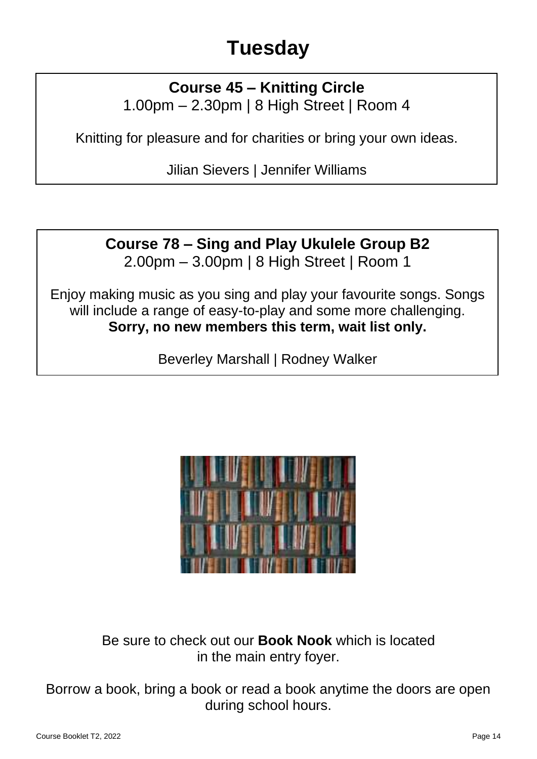# Tuesday

## Course 45 – Knitting Circle

1.00pm – 2.30pm | 8 High Street | Room 4

Knitting for pleasure and for charities or bring your own ideas.

Jilian Sievers | Jennifer Williams

## Course 78 – Sing and Play Ukulele Group B2

2.00pm – 3.00pm | 8 High Street | Room 1

Enjoy making music as you sing and play your favourite songs. Songs will include a range of easy-to-play and some more challenging.
**Sorry, no new members this term, wait list only.**

Beverley Marshall | Rodney Walker

Be sure to check out our **Book Nook** which is located in the main entry foyer.

Borrow a book, bring a book or read a book anytime the doors are open during school hours.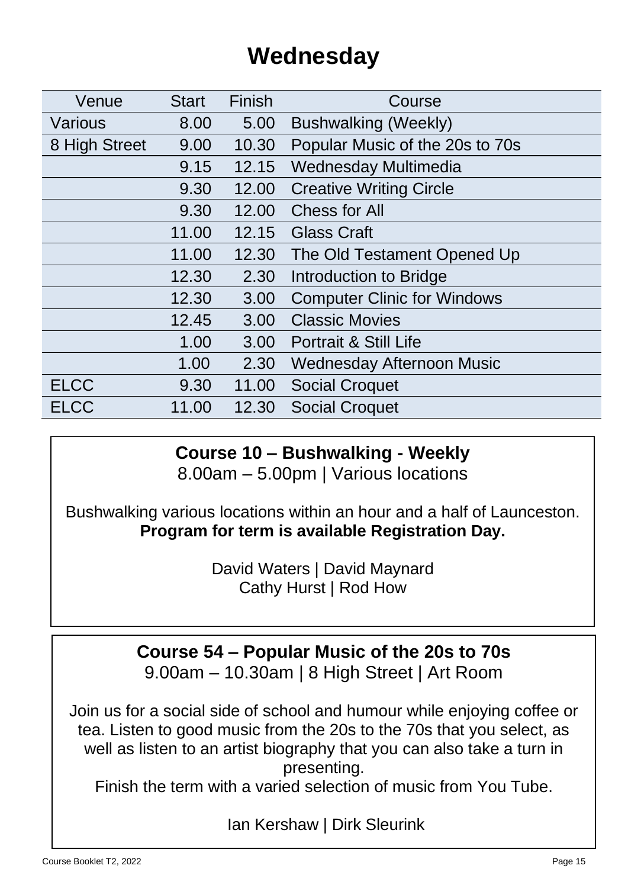# Wednesday

| Venue | Start | Finish | Course |
|---|---|---|---|
| Various | 8.00 | 5.00 | Bushwalking (Weekly) |
| 8 High Street | 9.00 | 10.30 | Popular Music of the 20s to 70s |
| | 9.15 | 12.15 | Wednesday Multimedia |
| | 9.30 | 12.00 | Creative Writing Circle |
| | 9.30 | 12.00 | Chess for All |
| | 11.00 | 12.15 | Glass Craft |
| | 11.00 | 12.30 | The Old Testament Opened Up |
| | 12.30 | 2.30 | Introduction to Bridge |
| | 12.30 | 3.00 | Computer Clinic for Windows |
| | 12.45 | 3.00 | Classic Movies |
| | 1.00 | 3.00 | Portrait & Still Life |
| | 1.00 | 2.30 | Wednesday Afternoon Music |
| ELCC | 9.30 | 11.00 | Social Croquet |
| ELCC | 11.00 | 12.30 | Social Croquet |

**Course 10 – Bushwalking - Weekly**
8.00am – 5.00pm | Various locations

Bushwalking various locations within an hour and a half of Launceston. **Program for term is available Registration Day.**

David Waters | David Maynard
Cathy Hurst | Rod How

**Course 54 – Popular Music of the 20s to 70s**
9.00am – 10.30am | 8 High Street | Art Room

Join us for a social side of school and humour while enjoying coffee or tea. Listen to good music from the 20s to the 70s that you select, as well as listen to an artist biography that you can also take a turn in presenting.
Finish the term with a varied selection of music from You Tube.

Ian Kershaw | Dirk Sleurink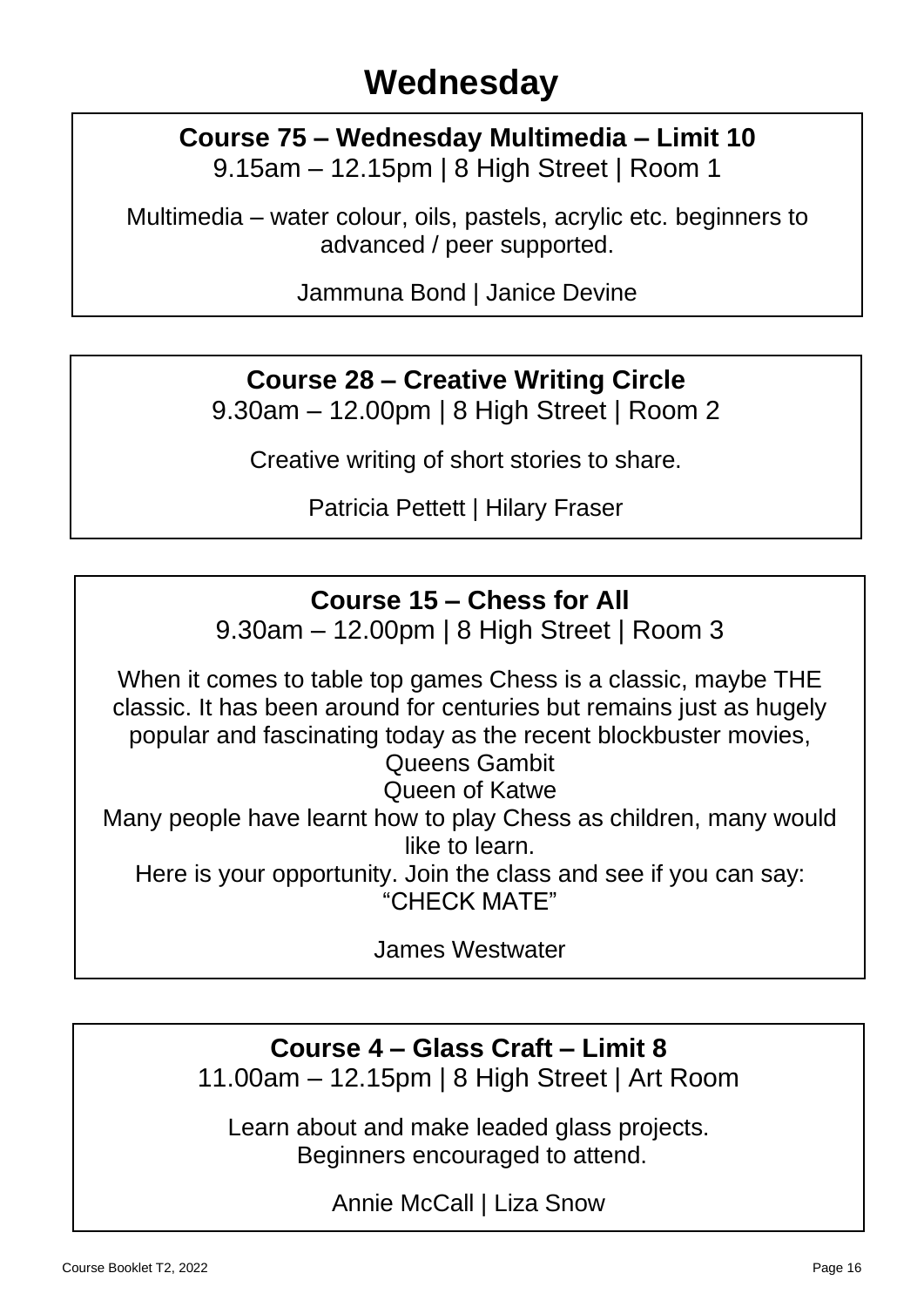# Wednesday

**Course 75 – Wednesday Multimedia – Limit 10**
9.15am – 12.15pm | 8 High Street | Room 1

Multimedia – water colour, oils, pastels, acrylic etc. beginners to advanced / peer supported.

Jammuna Bond | Janice Devine

---

**Course 28 – Creative Writing Circle**
9.30am – 12.00pm | 8 High Street | Room 2

Creative writing of short stories to share.

Patricia Pettett | Hilary Fraser

---

**Course 15 – Chess for All**
9.30am – 12.00pm | 8 High Street | Room 3

When it comes to table top games Chess is a classic, maybe THE classic. It has been around for centuries but remains just as hugely popular and fascinating today as the recent blockbuster movies,
Queens Gambit
Queen of Katwe
Many people have learnt how to play Chess as children, many would like to learn.
Here is your opportunity. Join the class and see if you can say:
"CHECK MATE"

James Westwater

---

**Course 4 – Glass Craft – Limit 8**
11.00am – 12.15pm | 8 High Street | Art Room

Learn about and make leaded glass projects.
Beginners encouraged to attend.

Annie McCall | Liza Snow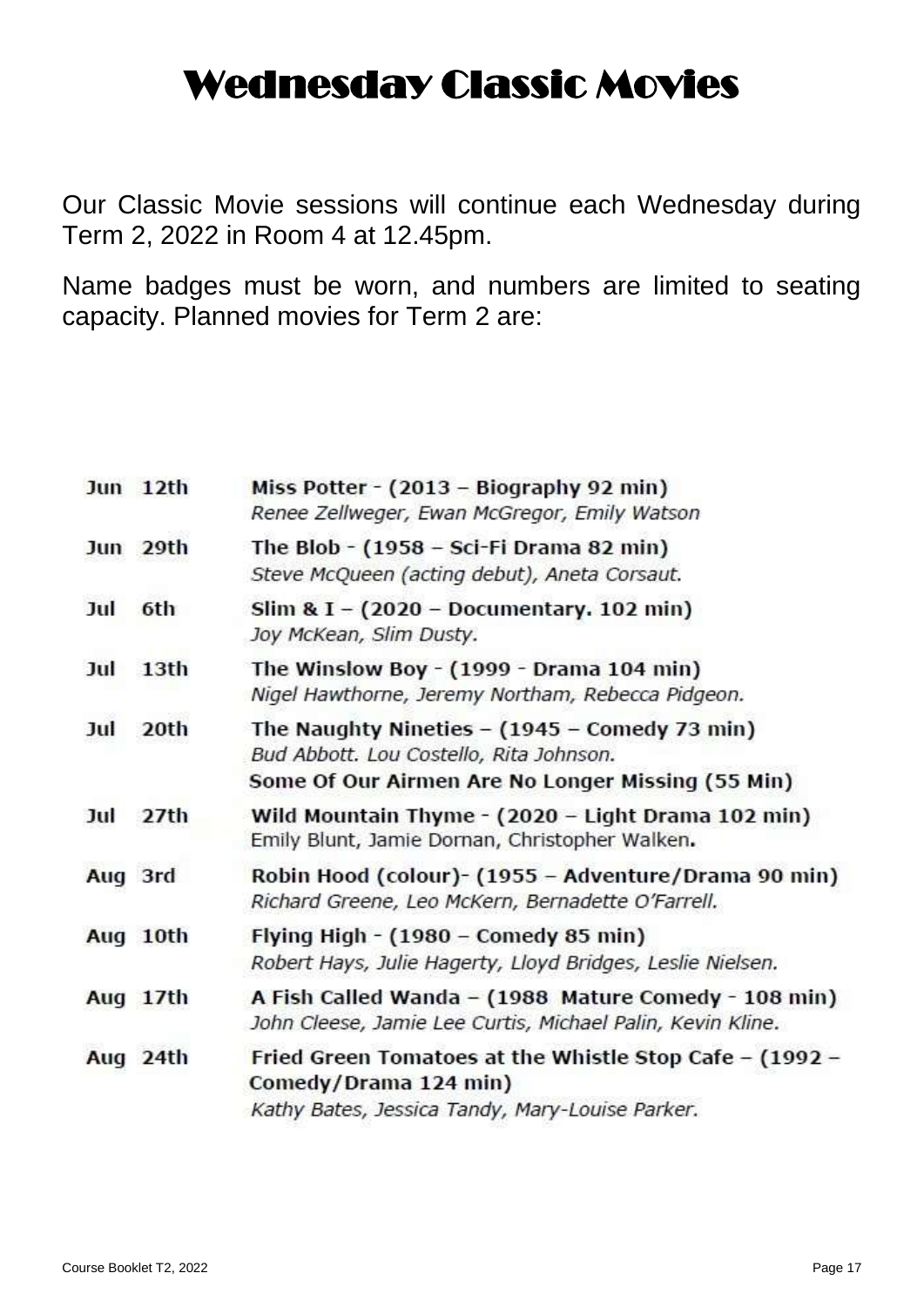# Wednesday Classic Movies

Our Classic Movie sessions will continue each Wednesday during Term 2, 2022 in Room 4 at 12.45pm.

Name badges must be worn, and numbers are limited to seating capacity. Planned movies for Term 2 are:

| Date | Movie |
|---|---|
| Jun 12th | **Miss Potter - (2013 – Biography 92 min)**<br>*Renee Zellweger, Ewan McGregor, Emily Watson* |
| Jun 29th | **The Blob - (1958 – Sci-Fi Drama 82 min)**<br>*Steve McQueen (acting debut), Aneta Corsaut.* |
| Jul 6th | **Slim & I – (2020 – Documentary. 102 min)**<br>*Joy McKean, Slim Dusty.* |
| Jul 13th | **The Winslow Boy - (1999 - Drama 104 min)**<br>*Nigel Hawthorne, Jeremy Northam, Rebecca Pidgeon.* |
| Jul 20th | **The Naughty Nineties – (1945 – Comedy 73 min)**<br>*Bud Abbott. Lou Costello, Rita Johnson.*<br>**Some Of Our Airmen Are No Longer Missing (55 Min)** |
| Jul 27th | **Wild Mountain Thyme - (2020 – Light Drama 102 min)**<br>Emily Blunt, Jamie Dornan, Christopher Walken**.** |
| Aug 3rd | **Robin Hood (colour)- (1955 – Adventure/Drama 90 min)**<br>*Richard Greene, Leo McKern, Bernadette O'Farrell.* |
| Aug 10th | **Flying High - (1980 – Comedy 85 min)**<br>*Robert Hays, Julie Hagerty, Lloyd Bridges, Leslie Nielsen.* |
| Aug 17th | **A Fish Called Wanda – (1988 Mature Comedy - 108 min)**<br>*John Cleese, Jamie Lee Curtis, Michael Palin, Kevin Kline.* |
| Aug 24th | **Fried Green Tomatoes at the Whistle Stop Cafe – (1992 – Comedy/Drama 124 min)**<br>*Kathy Bates, Jessica Tandy, Mary-Louise Parker.* |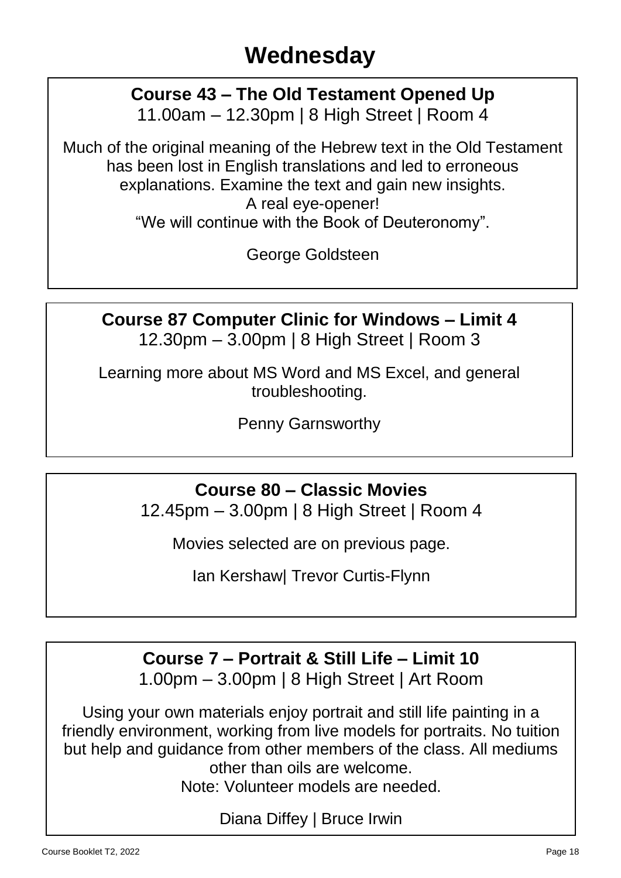# Wednesday

## Course 43 – The Old Testament Opened Up

11.00am – 12.30pm | 8 High Street | Room 4

Much of the original meaning of the Hebrew text in the Old Testament has been lost in English translations and led to erroneous explanations. Examine the text and gain new insights.
A real eye-opener!
"We will continue with the Book of Deuteronomy".

George Goldsteen

## Course 87 Computer Clinic for Windows – Limit 4

12.30pm – 3.00pm | 8 High Street | Room 3

Learning more about MS Word and MS Excel, and general troubleshooting.

Penny Garnsworthy

## Course 80 – Classic Movies

12.45pm – 3.00pm | 8 High Street | Room 4

Movies selected are on previous page.

Ian Kershaw| Trevor Curtis-Flynn

## Course 7 – Portrait & Still Life – Limit 10

1.00pm – 3.00pm | 8 High Street | Art Room

Using your own materials enjoy portrait and still life painting in a friendly environment, working from live models for portraits. No tuition but help and guidance from other members of the class. All mediums other than oils are welcome.
Note: Volunteer models are needed.

Diana Diffey | Bruce Irwin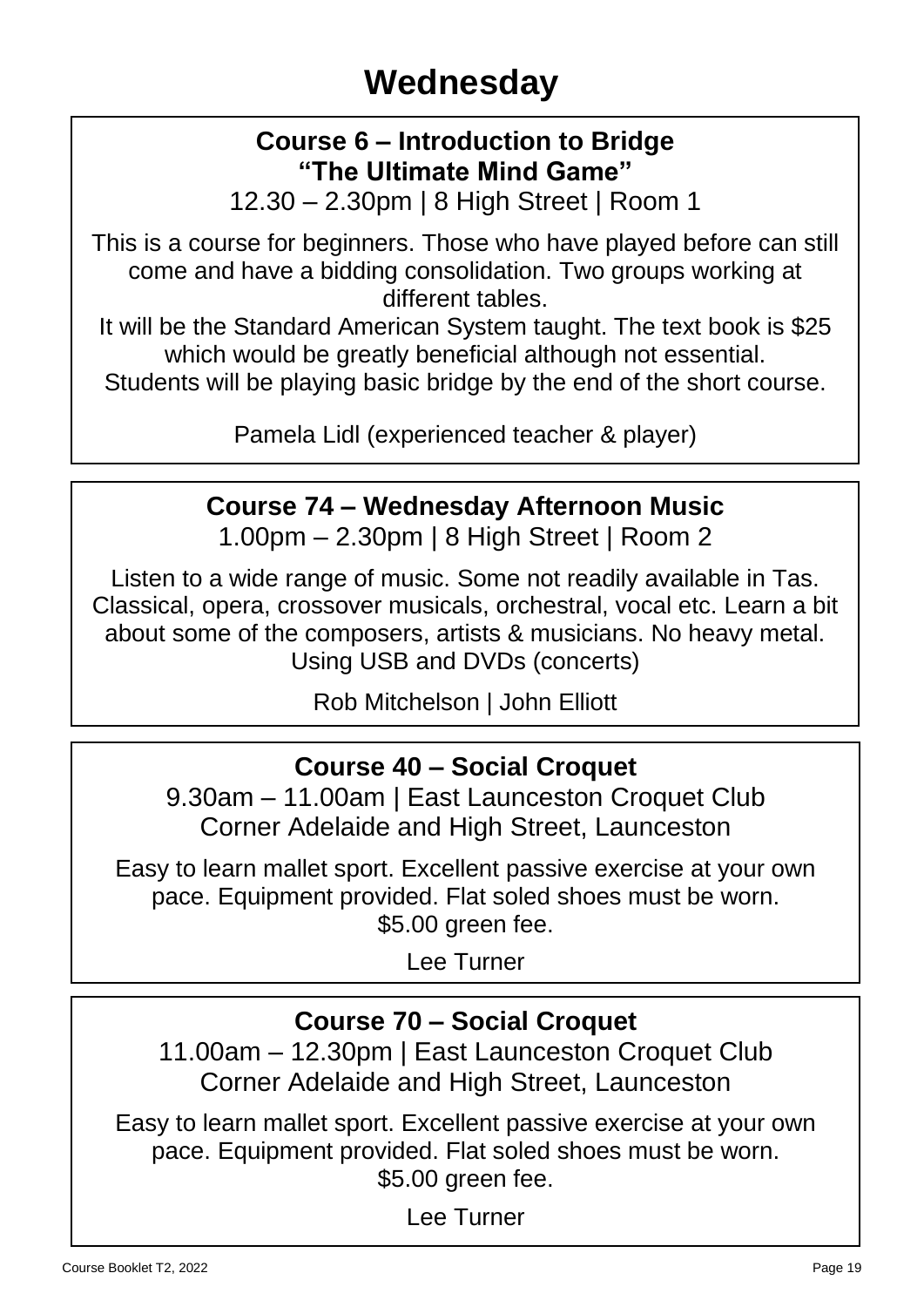# Wednesday

## Course 6 – Introduction to Bridge
**"The Ultimate Mind Game"**

12.30 – 2.30pm | 8 High Street | Room 1

This is a course for beginners. Those who have played before can still come and have a bidding consolidation. Two groups working at different tables.
It will be the Standard American System taught. The text book is $25 which would be greatly beneficial although not essential.
Students will be playing basic bridge by the end of the short course.

Pamela Lidl (experienced teacher & player)

## Course 74 – Wednesday Afternoon Music

1.00pm – 2.30pm | 8 High Street | Room 2

Listen to a wide range of music. Some not readily available in Tas. Classical, opera, crossover musicals, orchestral, vocal etc. Learn a bit about some of the composers, artists & musicians. No heavy metal. Using USB and DVDs (concerts)

Rob Mitchelson | John Elliott

## Course 40 – Social Croquet

9.30am – 11.00am | East Launceston Croquet Club
Corner Adelaide and High Street, Launceston

Easy to learn mallet sport. Excellent passive exercise at your own pace. Equipment provided. Flat soled shoes must be worn.
$5.00 green fee.

Lee Turner

## Course 70 – Social Croquet

11.00am – 12.30pm | East Launceston Croquet Club
Corner Adelaide and High Street, Launceston

Easy to learn mallet sport. Excellent passive exercise at your own pace. Equipment provided. Flat soled shoes must be worn.
$5.00 green fee.

Lee Turner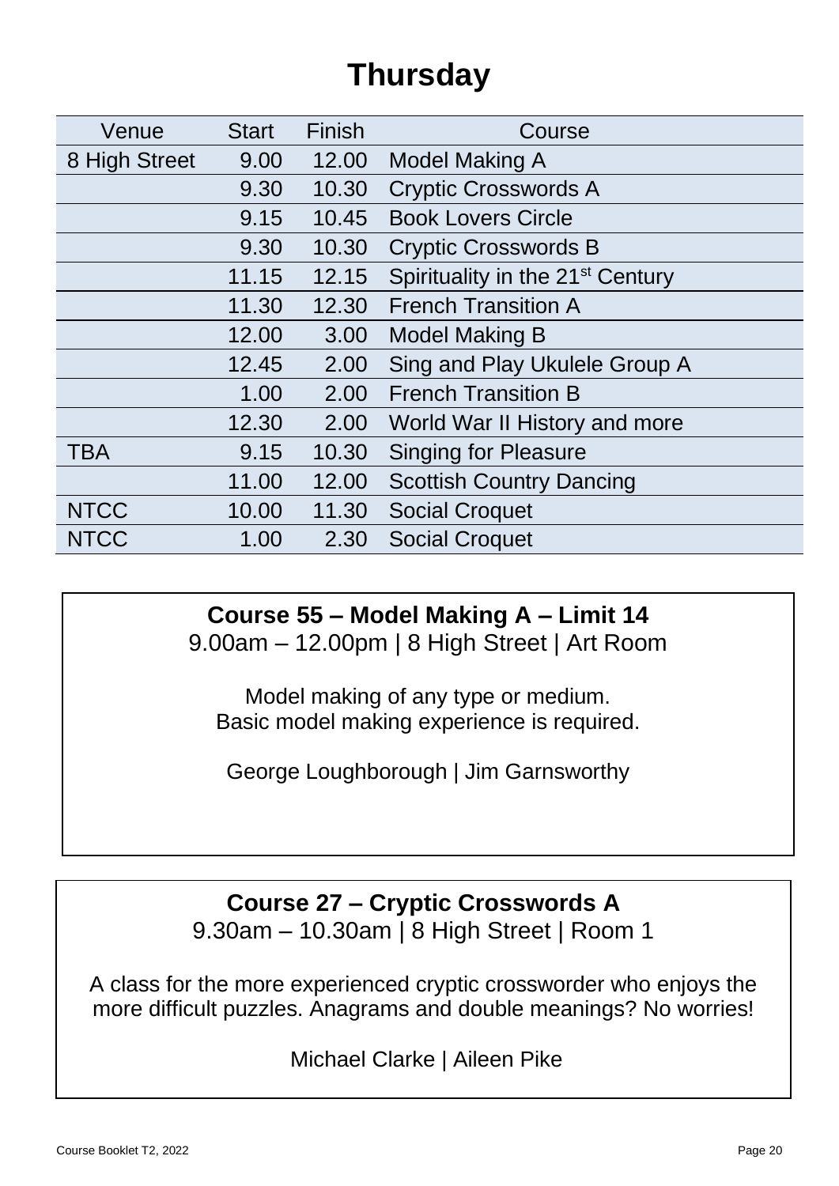# Thursday

| Venue | Start | Finish | Course |
| --- | --- | --- | --- |
| 8 High Street | 9.00 | 12.00 | Model Making A |
| | 9.30 | 10.30 | Cryptic Crosswords A |
| | 9.15 | 10.45 | Book Lovers Circle |
| | 9.30 | 10.30 | Cryptic Crosswords B |
| | 11.15 | 12.15 | Spirituality in the 21st Century |
| | 11.30 | 12.30 | French Transition A |
| | 12.00 | 3.00 | Model Making B |
| | 12.45 | 2.00 | Sing and Play Ukulele Group A |
| | 1.00 | 2.00 | French Transition B |
| | 12.30 | 2.00 | World War II History and more |
| TBA | 9.15 | 10.30 | Singing for Pleasure |
| | 11.00 | 12.00 | Scottish Country Dancing |
| NTCC | 10.00 | 11.30 | Social Croquet |
| NTCC | 1.00 | 2.30 | Social Croquet |

**Course 55 – Model Making A – Limit 14**

9.00am – 12.00pm | 8 High Street | Art Room

Model making of any type or medium.
Basic model making experience is required.

George Loughborough | Jim Garnsworthy

**Course 27 – Cryptic Crosswords A**

9.30am – 10.30am | 8 High Street | Room 1

A class for the more experienced cryptic crossworder who enjoys the more difficult puzzles. Anagrams and double meanings? No worries!

Michael Clarke | Aileen Pike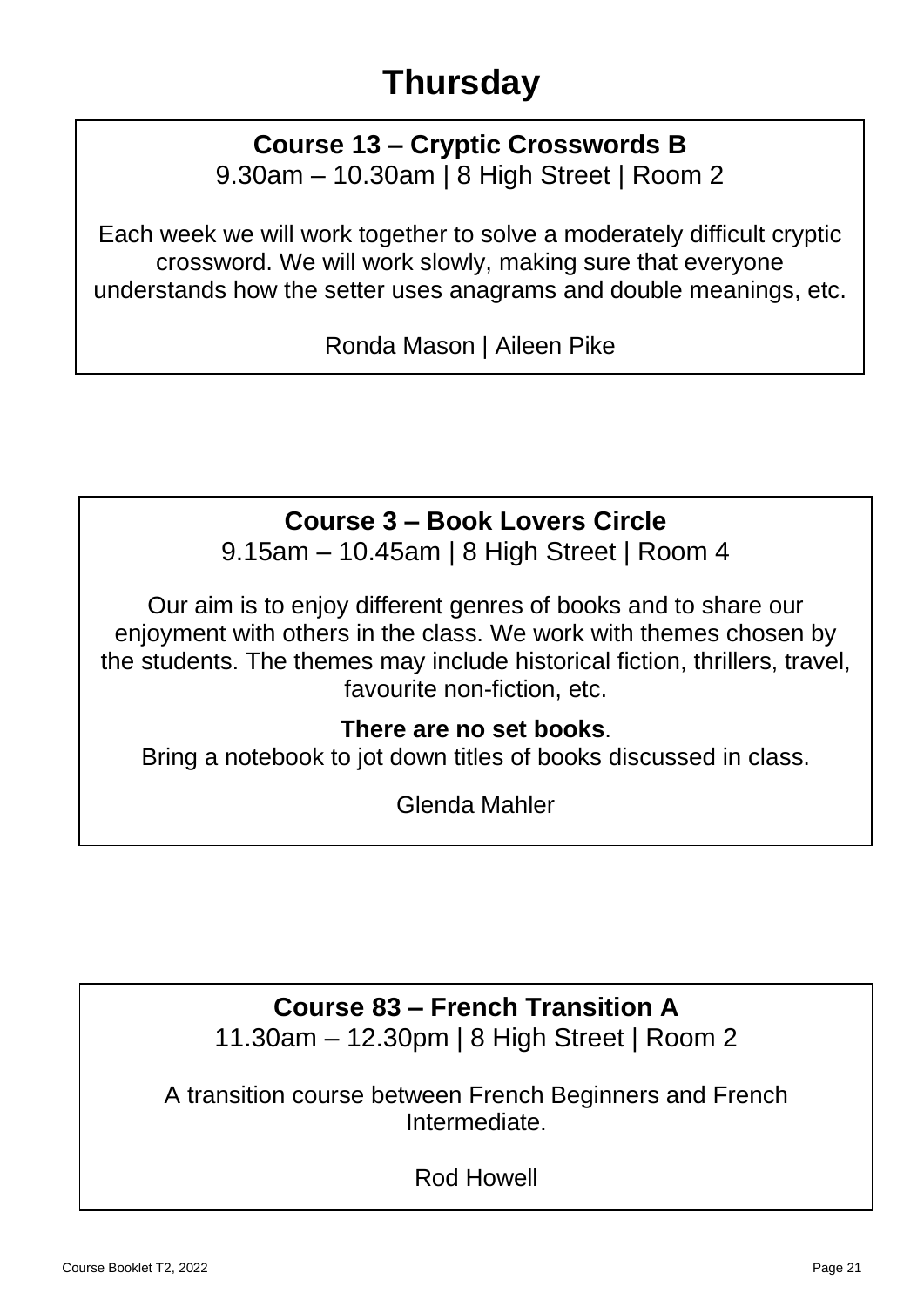# Thursday

## Course 13 – Cryptic Crosswords B

9.30am – 10.30am | 8 High Street | Room 2

Each week we will work together to solve a moderately difficult cryptic crossword. We will work slowly, making sure that everyone understands how the setter uses anagrams and double meanings, etc.

Ronda Mason | Aileen Pike

## Course 3 – Book Lovers Circle

9.15am – 10.45am | 8 High Street | Room 4

Our aim is to enjoy different genres of books and to share our enjoyment with others in the class. We work with themes chosen by the students. The themes may include historical fiction, thrillers, travel, favourite non-fiction, etc.

**There are no set books**.
Bring a notebook to jot down titles of books discussed in class.

Glenda Mahler

## Course 83 – French Transition A

11.30am – 12.30pm | 8 High Street | Room 2

A transition course between French Beginners and French Intermediate.

Rod Howell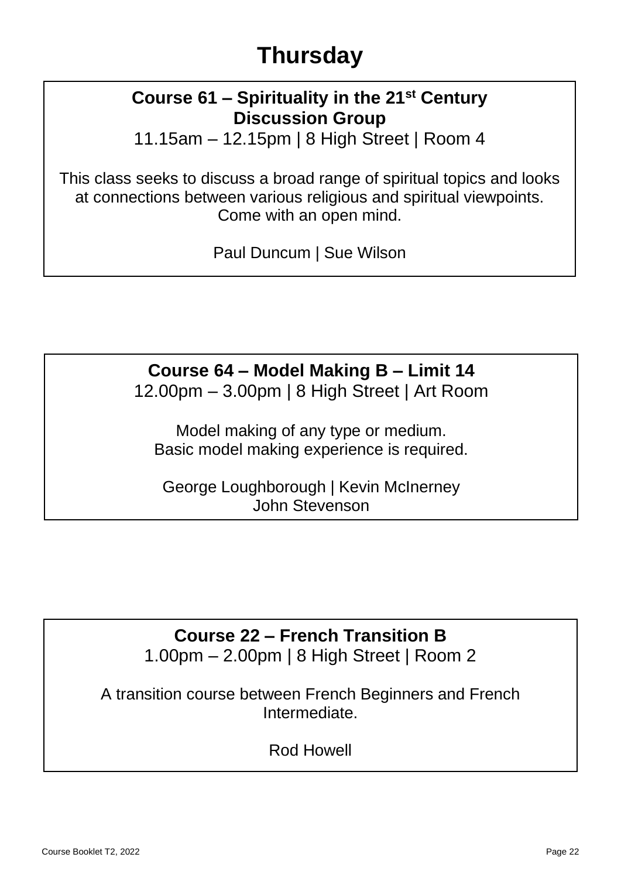# Thursday

**Course 61 – Spirituality in the 21st Century Discussion Group**
11.15am – 12.15pm | 8 High Street | Room 4

This class seeks to discuss a broad range of spiritual topics and looks at connections between various religious and spiritual viewpoints. Come with an open mind.

Paul Duncum | Sue Wilson

**Course 64 – Model Making B – Limit 14**
12.00pm – 3.00pm | 8 High Street | Art Room

Model making of any type or medium.
Basic model making experience is required.

George Loughborough | Kevin McInerney
John Stevenson

**Course 22 – French Transition B**
1.00pm – 2.00pm | 8 High Street | Room 2

A transition course between French Beginners and French Intermediate.

Rod Howell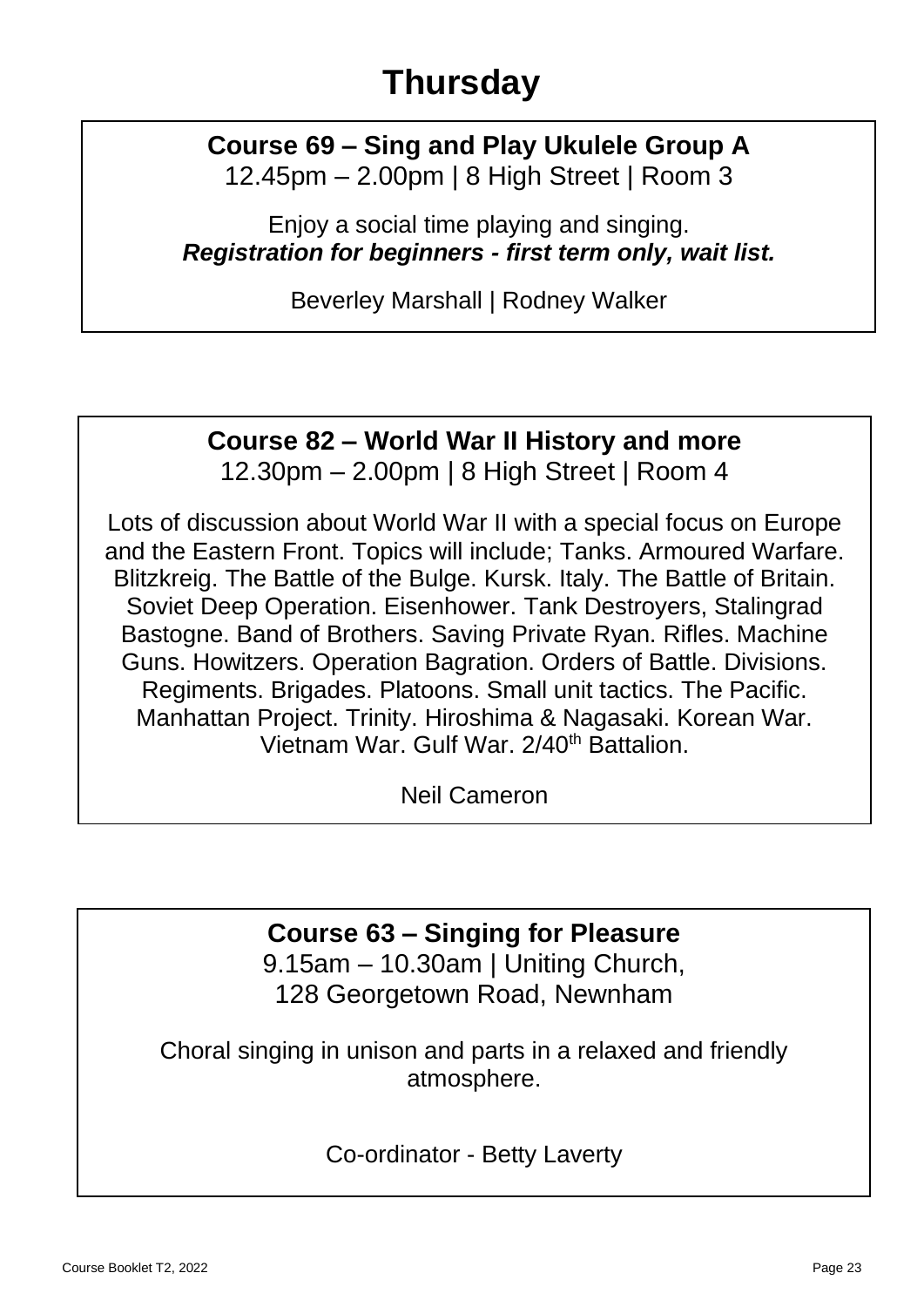# Thursday

## Course 69 – Sing and Play Ukulele Group A

12.45pm – 2.00pm | 8 High Street | Room 3

Enjoy a social time playing and singing.
***Registration for beginners - first term only, wait list.***

Beverley Marshall | Rodney Walker

## Course 82 – World War II History and more

12.30pm – 2.00pm | 8 High Street | Room 4

Lots of discussion about World War II with a special focus on Europe and the Eastern Front. Topics will include; Tanks. Armoured Warfare. Blitzkreig. The Battle of the Bulge. Kursk. Italy. The Battle of Britain. Soviet Deep Operation. Eisenhower. Tank Destroyers, Stalingrad Bastogne. Band of Brothers. Saving Private Ryan. Rifles. Machine Guns. Howitzers. Operation Bagration. Orders of Battle. Divisions. Regiments. Brigades. Platoons. Small unit tactics. The Pacific. Manhattan Project. Trinity. Hiroshima & Nagasaki. Korean War. Vietnam War. Gulf War. 2/40th Battalion.

Neil Cameron

## Course 63 – Singing for Pleasure

9.15am – 10.30am | Uniting Church,
128 Georgetown Road, Newnham

Choral singing in unison and parts in a relaxed and friendly atmosphere.

Co-ordinator - Betty Laverty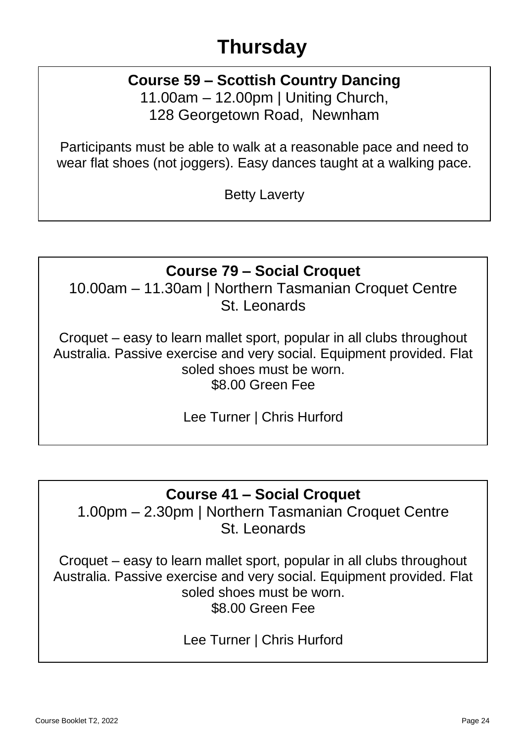# Thursday

## Course 59 – Scottish Country Dancing

11.00am – 12.00pm | Uniting Church,
128 Georgetown Road, Newnham

Participants must be able to walk at a reasonable pace and need to wear flat shoes (not joggers). Easy dances taught at a walking pace.

Betty Laverty

## Course 79 – Social Croquet

10.00am – 11.30am | Northern Tasmanian Croquet Centre
St. Leonards

Croquet – easy to learn mallet sport, popular in all clubs throughout Australia. Passive exercise and very social. Equipment provided. Flat soled shoes must be worn.
$8.00 Green Fee

Lee Turner | Chris Hurford

## Course 41 – Social Croquet

1.00pm – 2.30pm | Northern Tasmanian Croquet Centre
St. Leonards

Croquet – easy to learn mallet sport, popular in all clubs throughout Australia. Passive exercise and very social. Equipment provided. Flat soled shoes must be worn.
$8.00 Green Fee

Lee Turner | Chris Hurford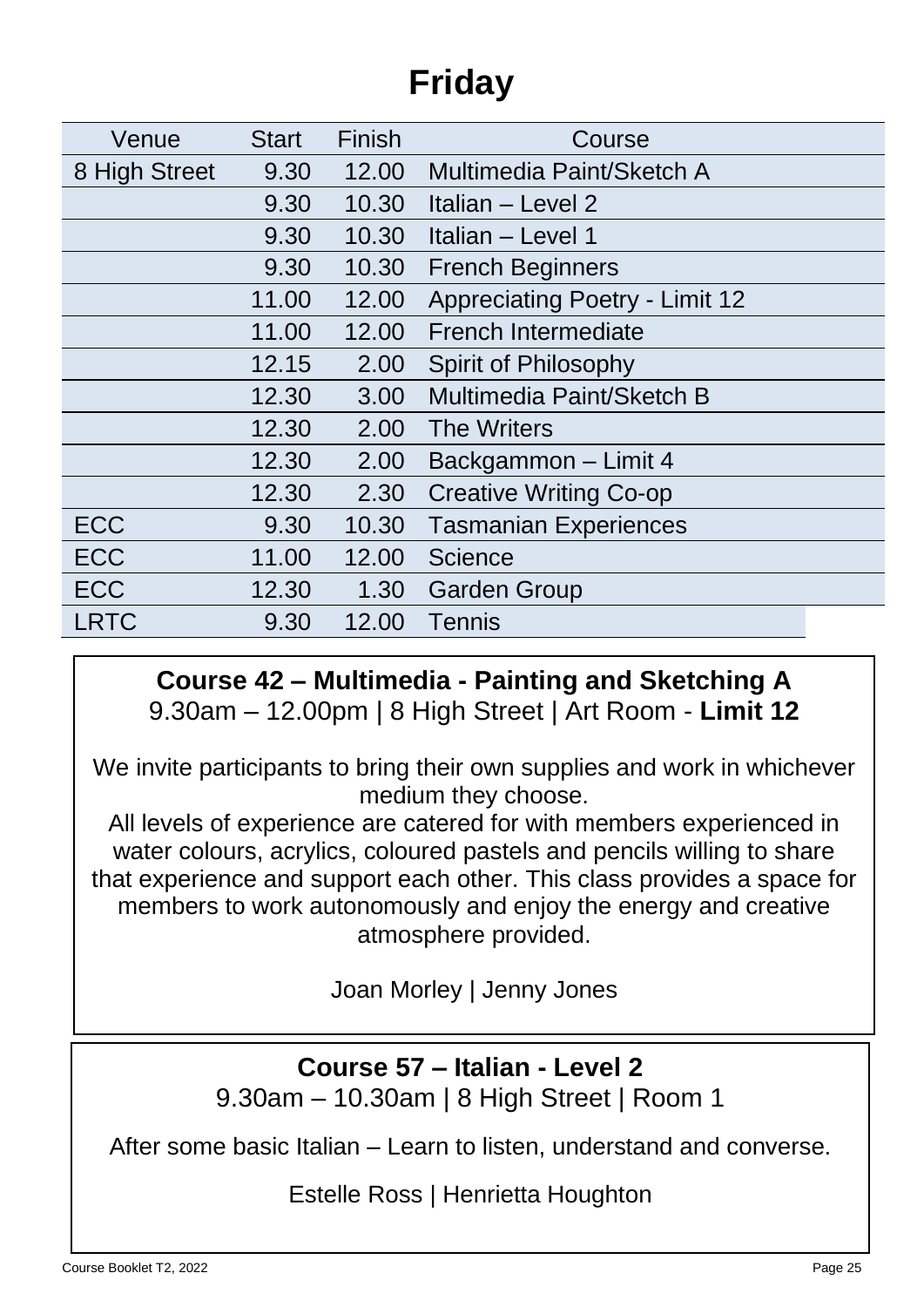# Friday

| Venue | Start | Finish | Course |
|---|---|---|---|
| 8 High Street | 9.30 | 12.00 | Multimedia Paint/Sketch A |
| | 9.30 | 10.30 | Italian – Level 2 |
| | 9.30 | 10.30 | Italian – Level 1 |
| | 9.30 | 10.30 | French Beginners |
| | 11.00 | 12.00 | Appreciating Poetry - Limit 12 |
| | 11.00 | 12.00 | French Intermediate |
| | 12.15 | 2.00 | Spirit of Philosophy |
| | 12.30 | 3.00 | Multimedia Paint/Sketch B |
| | 12.30 | 2.00 | The Writers |
| | 12.30 | 2.00 | Backgammon – Limit 4 |
| | 12.30 | 2.30 | Creative Writing Co-op |
| ECC | 9.30 | 10.30 | Tasmanian Experiences |
| ECC | 11.00 | 12.00 | Science |
| ECC | 12.30 | 1.30 | Garden Group |
| LRTC | 9.30 | 12.00 | Tennis |

**Course 42 – Multimedia - Painting and Sketching A**
9.30am – 12.00pm | 8 High Street | Art Room - **Limit 12**

We invite participants to bring their own supplies and work in whichever medium they choose.
All levels of experience are catered for with members experienced in water colours, acrylics, coloured pastels and pencils willing to share that experience and support each other. This class provides a space for members to work autonomously and enjoy the energy and creative atmosphere provided.

Joan Morley | Jenny Jones

**Course 57 – Italian - Level 2**
9.30am – 10.30am | 8 High Street | Room 1

After some basic Italian – Learn to listen, understand and converse.

Estelle Ross | Henrietta Houghton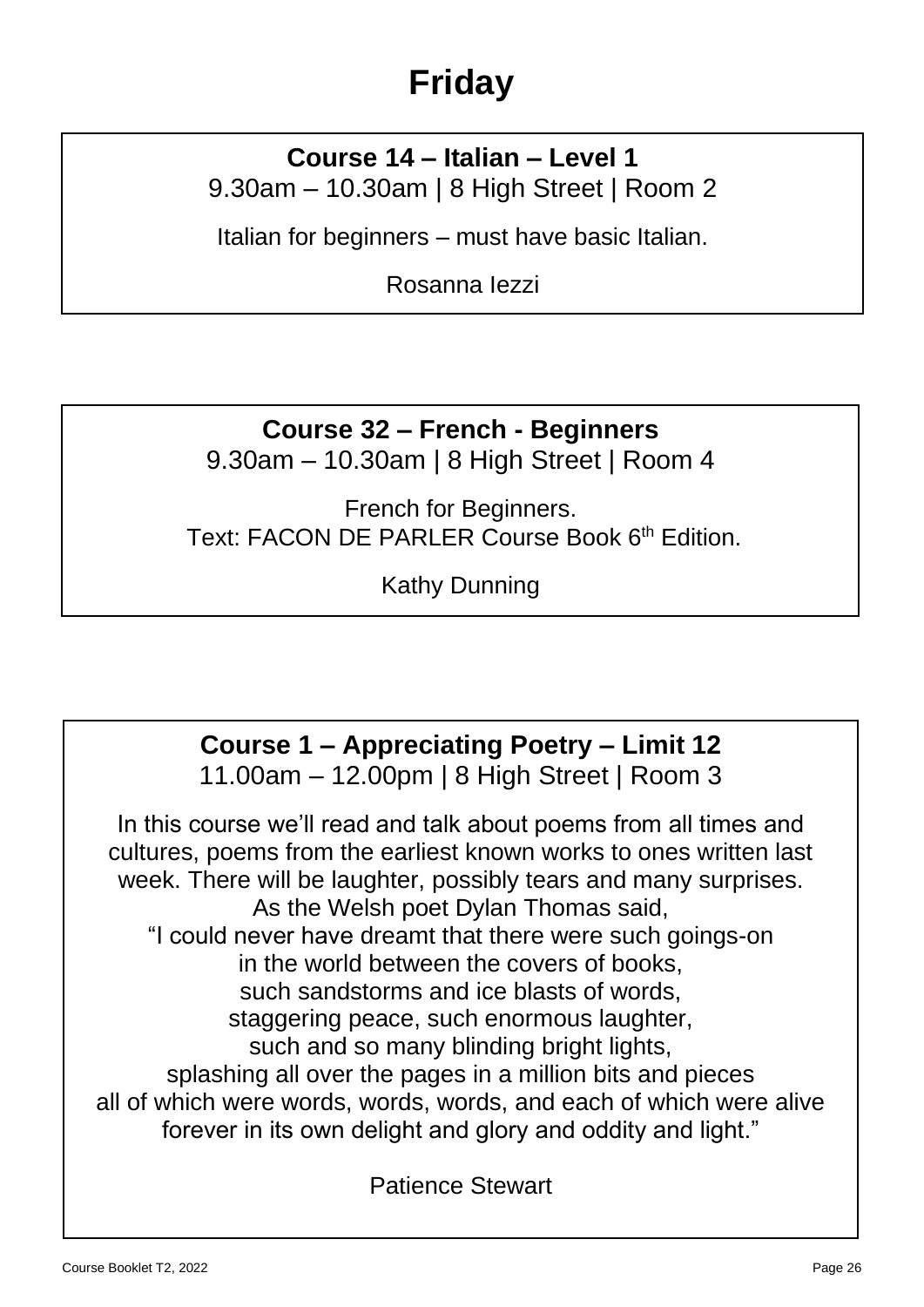# Friday

## Course 14 – Italian – Level 1

9.30am – 10.30am | 8 High Street | Room 2

Italian for beginners – must have basic Italian.

Rosanna Iezzi

## Course 32 – French - Beginners

9.30am – 10.30am | 8 High Street | Room 4

French for Beginners.
Text: FACON DE PARLER Course Book 6th Edition.

Kathy Dunning

## Course 1 – Appreciating Poetry – Limit 12

11.00am – 12.00pm | 8 High Street | Room 3

In this course we'll read and talk about poems from all times and cultures, poems from the earliest known works to ones written last week. There will be laughter, possibly tears and many surprises.
As the Welsh poet Dylan Thomas said,
"I could never have dreamt that there were such goings-on
in the world between the covers of books,
such sandstorms and ice blasts of words,
staggering peace, such enormous laughter,
such and so many blinding bright lights,
splashing all over the pages in a million bits and pieces
all of which were words, words, words, and each of which were alive
forever in its own delight and glory and oddity and light."

Patience Stewart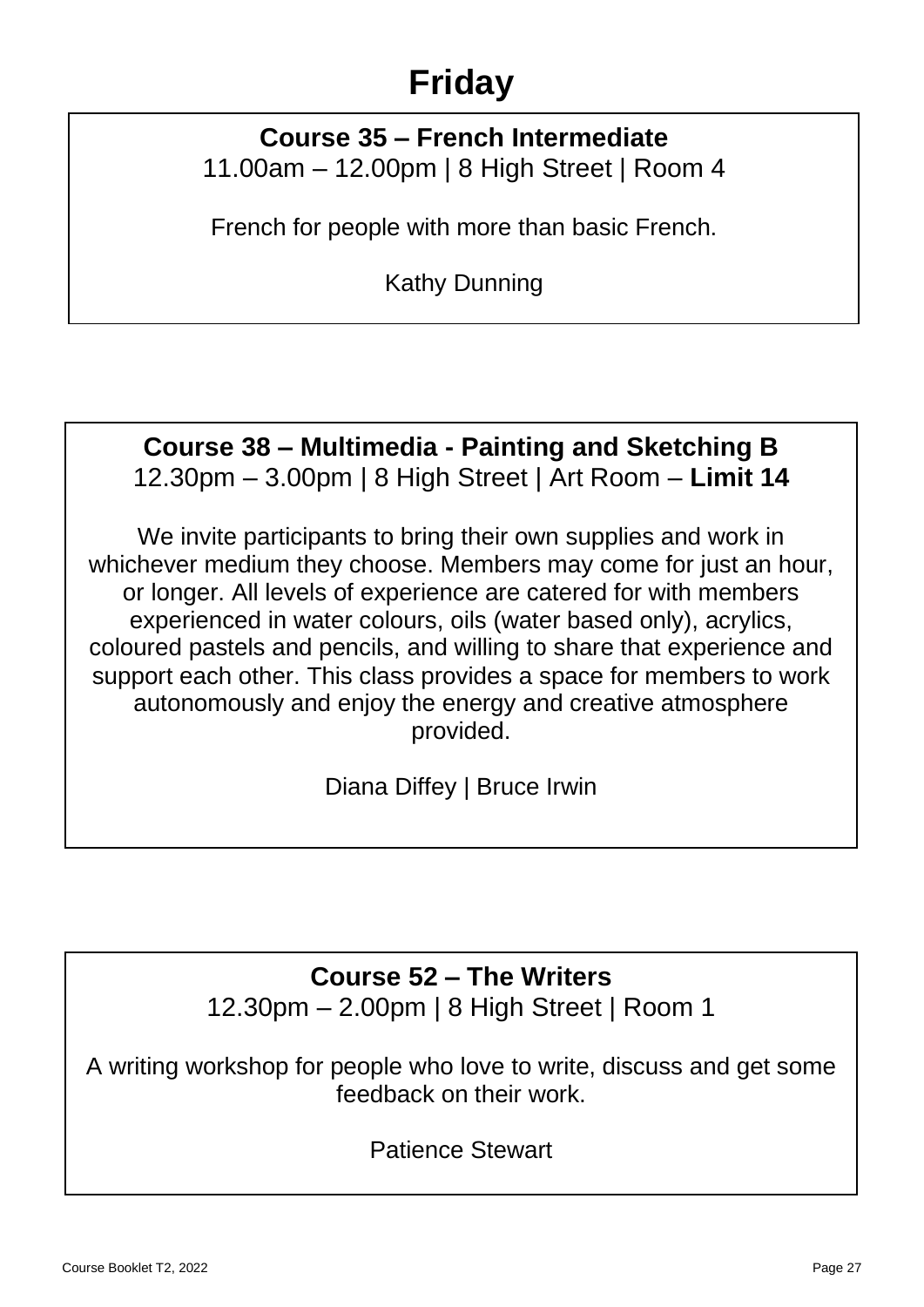# Friday

## Course 35 – French Intermediate

11.00am – 12.00pm | 8 High Street | Room 4

French for people with more than basic French.

Kathy Dunning

## Course 38 – Multimedia - Painting and Sketching B

12.30pm – 3.00pm | 8 High Street | Art Room – **Limit 14**

We invite participants to bring their own supplies and work in whichever medium they choose. Members may come for just an hour, or longer. All levels of experience are catered for with members experienced in water colours, oils (water based only), acrylics, coloured pastels and pencils, and willing to share that experience and support each other. This class provides a space for members to work autonomously and enjoy the energy and creative atmosphere provided.

Diana Diffey | Bruce Irwin

## Course 52 – The Writers

12.30pm – 2.00pm | 8 High Street | Room 1

A writing workshop for people who love to write, discuss and get some feedback on their work.

Patience Stewart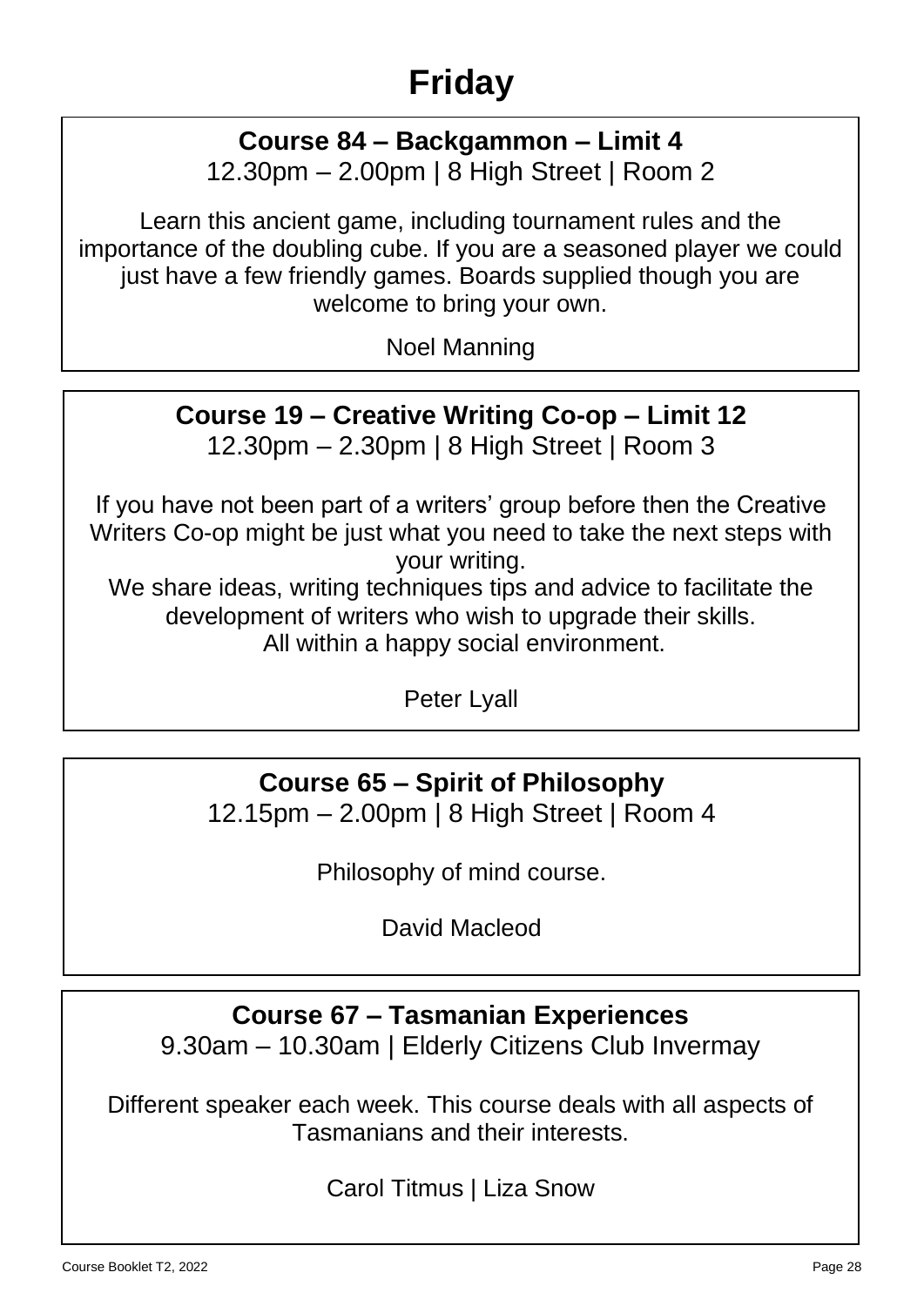# Friday

## Course 84 – Backgammon – Limit 4

12.30pm – 2.00pm | 8 High Street | Room 2

Learn this ancient game, including tournament rules and the importance of the doubling cube. If you are a seasoned player we could just have a few friendly games. Boards supplied though you are welcome to bring your own.

Noel Manning

## Course 19 – Creative Writing Co-op – Limit 12

12.30pm – 2.30pm | 8 High Street | Room 3

If you have not been part of a writers' group before then the Creative Writers Co-op might be just what you need to take the next steps with your writing.
We share ideas, writing techniques tips and advice to facilitate the development of writers who wish to upgrade their skills.
All within a happy social environment.

Peter Lyall

## Course 65 – Spirit of Philosophy

12.15pm – 2.00pm | 8 High Street | Room 4

Philosophy of mind course.

David Macleod

## Course 67 – Tasmanian Experiences

9.30am – 10.30am | Elderly Citizens Club Invermay

Different speaker each week. This course deals with all aspects of Tasmanians and their interests.

Carol Titmus | Liza Snow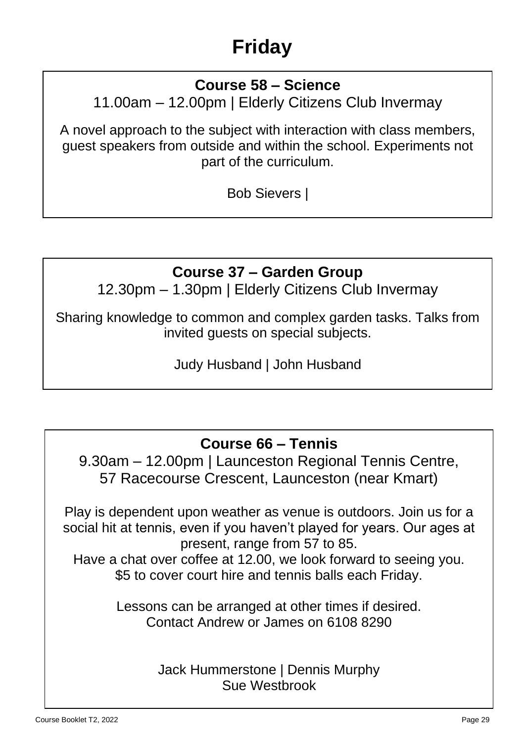# Friday

### Course 58 – Science

11.00am – 12.00pm | Elderly Citizens Club Invermay

A novel approach to the subject with interaction with class members, guest speakers from outside and within the school. Experiments not part of the curriculum.

Bob Sievers |

### Course 37 – Garden Group

12.30pm – 1.30pm | Elderly Citizens Club Invermay

Sharing knowledge to common and complex garden tasks. Talks from invited guests on special subjects.

Judy Husband | John Husband

### Course 66 – Tennis

9.30am – 12.00pm | Launceston Regional Tennis Centre,
57 Racecourse Crescent, Launceston (near Kmart)

Play is dependent upon weather as venue is outdoors. Join us for a social hit at tennis, even if you haven't played for years. Our ages at present, range from 57 to 85.
Have a chat over coffee at 12.00, we look forward to seeing you.
$5 to cover court hire and tennis balls each Friday.

Lessons can be arranged at other times if desired.
Contact Andrew or James on 6108 8290

Jack Hummerstone | Dennis Murphy
Sue Westbrook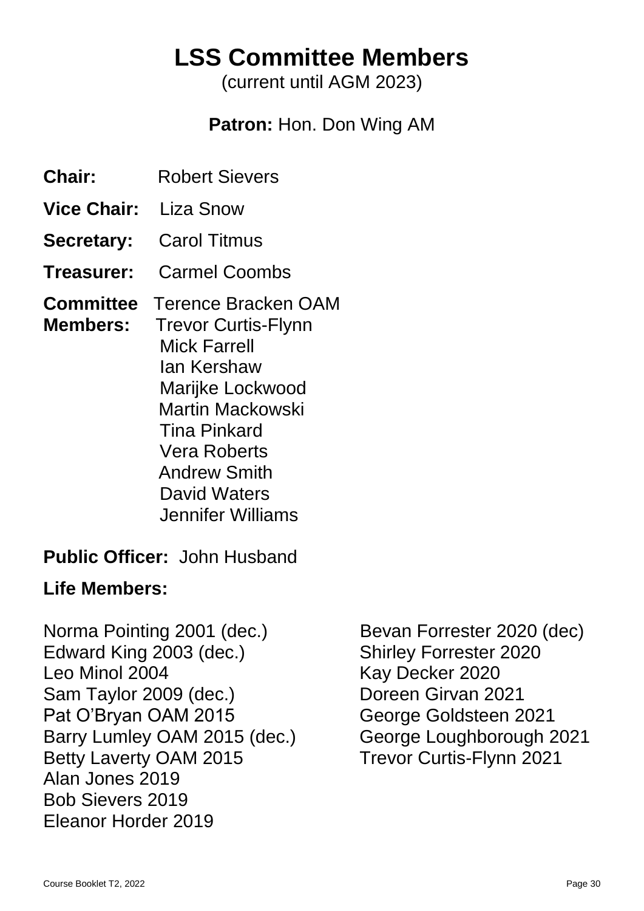# LSS Committee Members

(current until AGM 2023)

**Patron:** Hon. Don Wing AM

**Chair:** Robert Sievers

**Vice Chair:** Liza Snow

**Secretary:** Carol Titmus

**Treasurer:** Carmel Coombs

**Committee Members:**
Terence Bracken OAM
Trevor Curtis-Flynn
Mick Farrell
Ian Kershaw
Marijke Lockwood
Martin Mackowski
Tina Pinkard
Vera Roberts
Andrew Smith
David Waters
Jennifer Williams

**Public Officer:** John Husband

**Life Members:**

Norma Pointing 2001 (dec.)
Edward King 2003 (dec.)
Leo Minol 2004
Sam Taylor 2009 (dec.)
Pat O'Bryan OAM 2015
Barry Lumley OAM 2015 (dec.)
Betty Laverty OAM 2015
Alan Jones 2019
Bob Sievers 2019
Eleanor Horder 2019
Bevan Forrester 2020 (dec)
Shirley Forrester 2020
Kay Decker 2020
Doreen Girvan 2021
George Goldsteen 2021
George Loughborough 2021
Trevor Curtis-Flynn 2021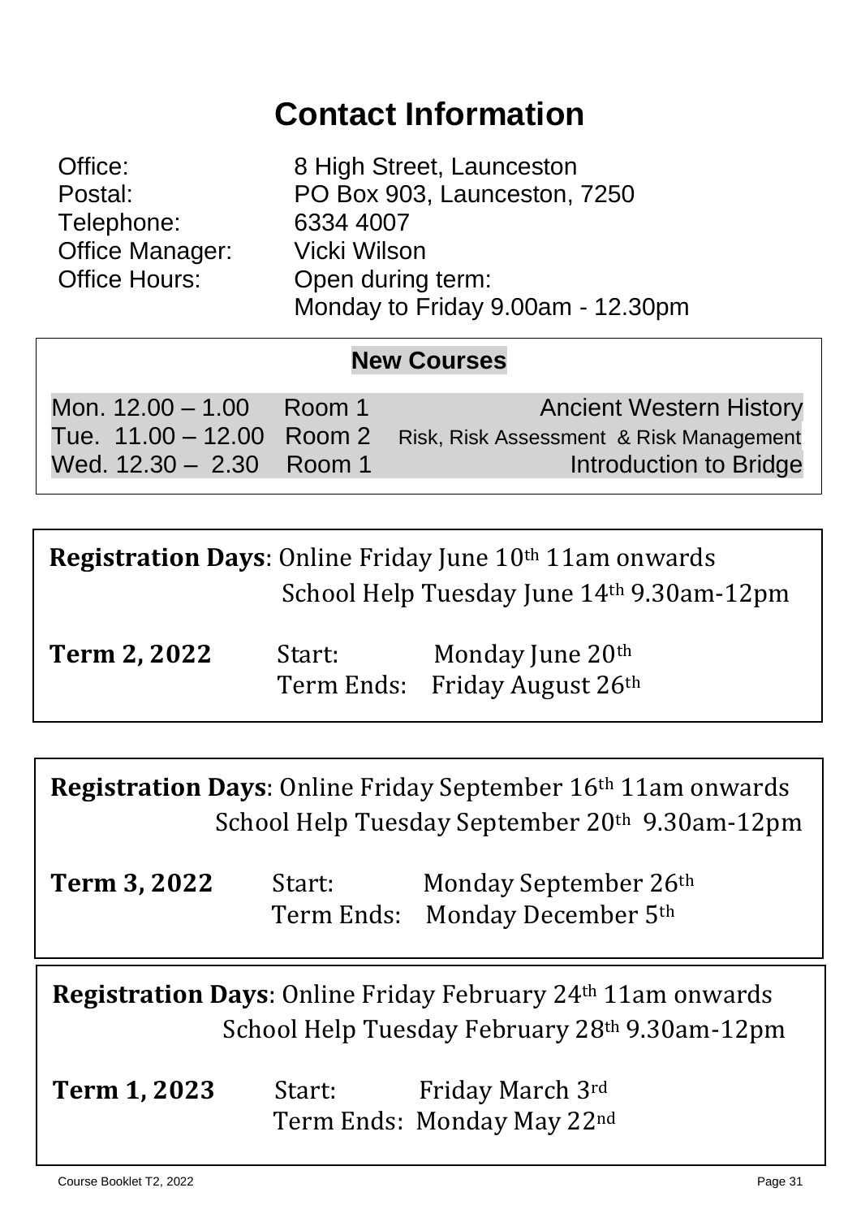# Contact Information

| | |
|---|---|
| Office: | 8 High Street, Launceston |
| Postal: | PO Box 903, Launceston, 7250 |
| Telephone: | 6334 4007 |
| Office Manager: | Vicki Wilson |
| Office Hours: | Open during term: Monday to Friday 9.00am - 12.30pm |

## New Courses

| | | |
|---|---|---|
| Mon. 12.00 – 1.00 | Room 1 | Ancient Western History |
| Tue. 11.00 – 12.00 | Room 2 | Risk, Risk Assessment & Risk Management |
| Wed. 12.30 – 2.30 | Room 1 | Introduction to Bridge |

**Registration Days**: Online Friday June 10th 11am onwards
School Help Tuesday June 14th 9.30am-12pm

**Term 2, 2022**
Start: Monday June 20th
Term Ends: Friday August 26th

**Registration Days**: Online Friday September 16th 11am onwards
School Help Tuesday September 20th 9.30am-12pm

**Term 3, 2022**
Start: Monday September 26th
Term Ends: Monday December 5th

**Registration Days**: Online Friday February 24th 11am onwards
School Help Tuesday February 28th 9.30am-12pm

**Term 1, 2023**
Start: Friday March 3rd
Term Ends: Monday May 22nd